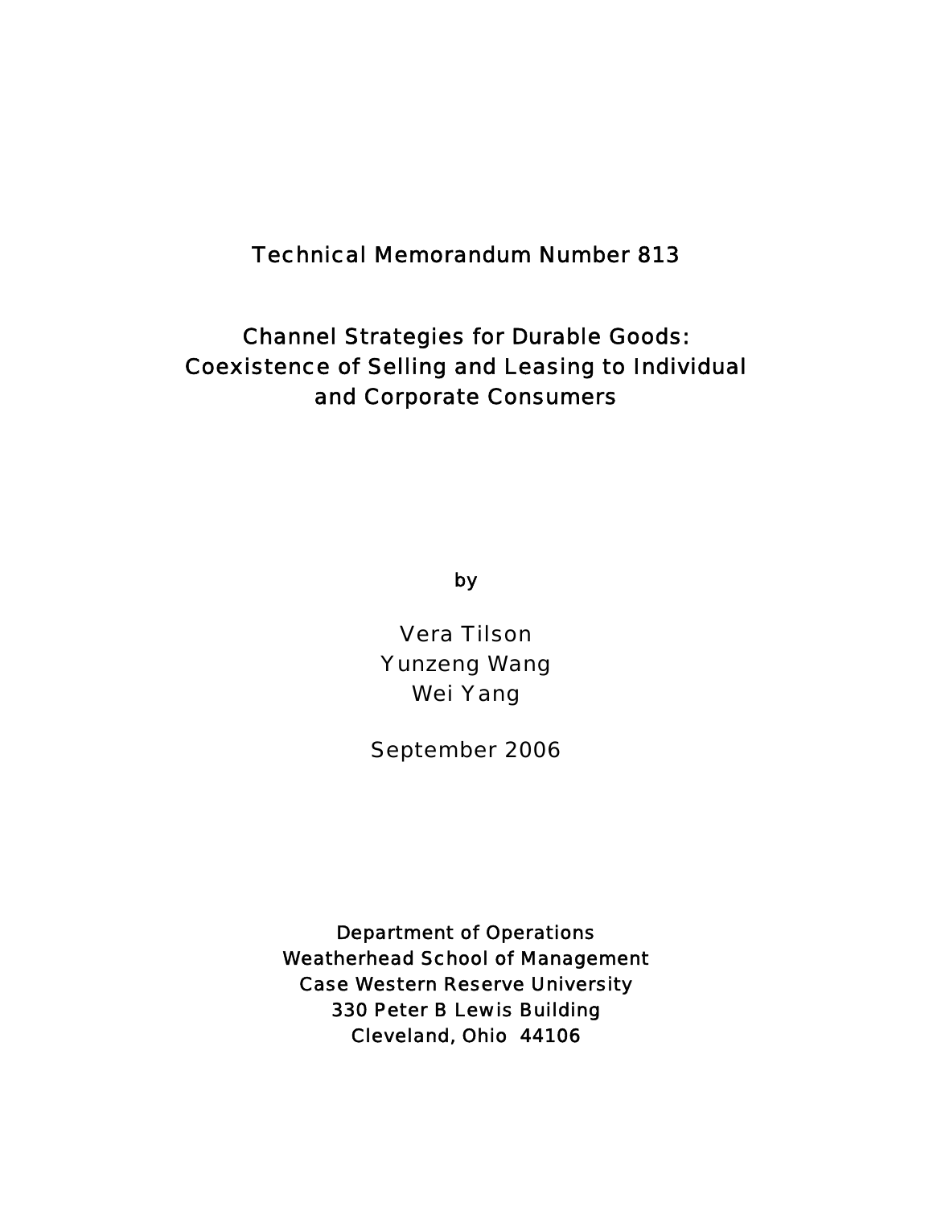Technical Memorandum Number 813

# Channel Strategies for Durable Goods: Coexistence of Selling and Leasing to Individual and Corporate Consumers

by

Vera Tilson
Yunzeng Wang
Wei Yang

September 2006

Department of Operations
Weatherhead School of Management
Case Western Reserve University
330 Peter B Lewis Building
Cleveland, Ohio 44106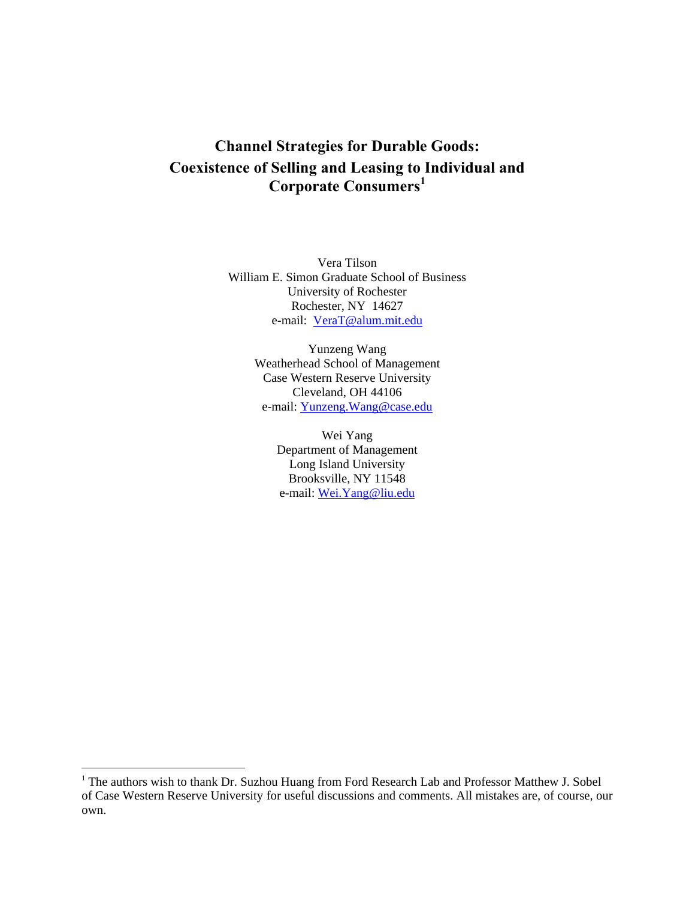# Channel Strategies for Durable Goods: Coexistence of Selling and Leasing to Individual and Corporate Consumers[1]

Vera Tilson
William E. Simon Graduate School of Business
University of Rochester
Rochester, NY 14627
e-mail: VeraT@alum.mit.edu

Yunzeng Wang
Weatherhead School of Management
Case Western Reserve University
Cleveland, OH 44106
e-mail: Yunzeng.Wang@case.edu

Wei Yang
Department of Management
Long Island University
Brooksville, NY 11548
e-mail: Wei.Yang@liu.edu

[1] The authors wish to thank Dr. Suzhou Huang from Ford Research Lab and Professor Matthew J. Sobel of Case Western Reserve University for useful discussions and comments. All mistakes are, of course, our own.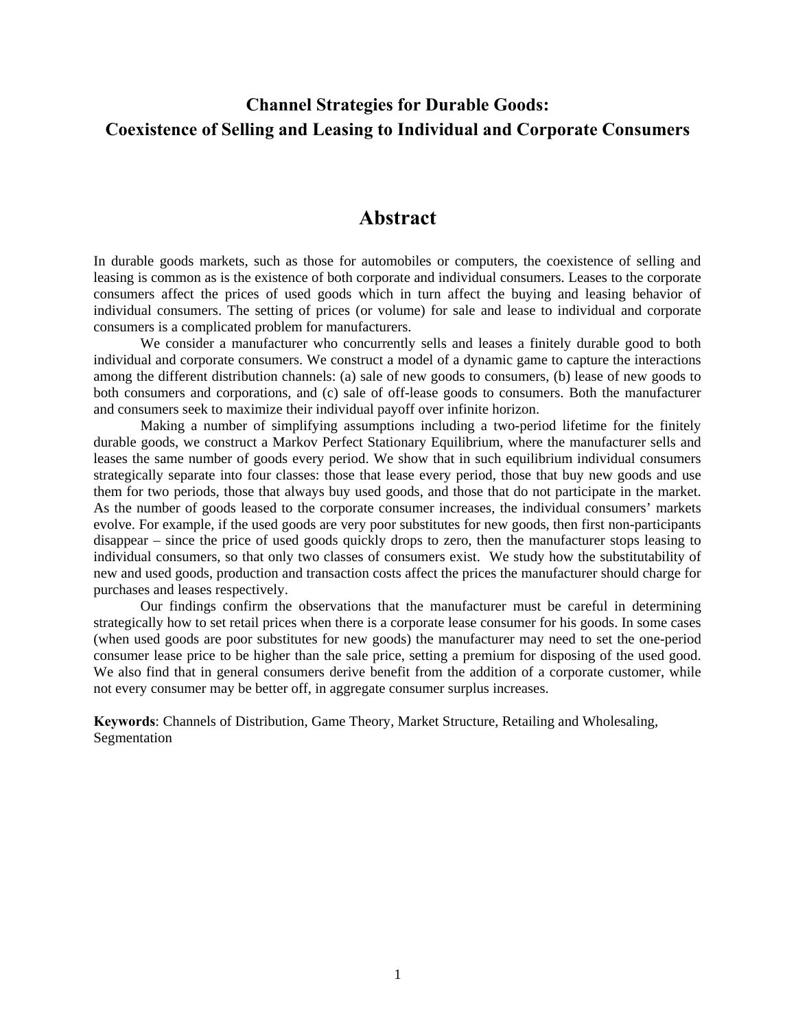# Channel Strategies for Durable Goods: Coexistence of Selling and Leasing to Individual and Corporate Consumers

## Abstract

In durable goods markets, such as those for automobiles or computers, the coexistence of selling and leasing is common as is the existence of both corporate and individual consumers. Leases to the corporate consumers affect the prices of used goods which in turn affect the buying and leasing behavior of individual consumers. The setting of prices (or volume) for sale and lease to individual and corporate consumers is a complicated problem for manufacturers.

We consider a manufacturer who concurrently sells and leases a finitely durable good to both individual and corporate consumers. We construct a model of a dynamic game to capture the interactions among the different distribution channels: (a) sale of new goods to consumers, (b) lease of new goods to both consumers and corporations, and (c) sale of off-lease goods to consumers. Both the manufacturer and consumers seek to maximize their individual payoff over infinite horizon.

Making a number of simplifying assumptions including a two-period lifetime for the finitely durable goods, we construct a Markov Perfect Stationary Equilibrium, where the manufacturer sells and leases the same number of goods every period. We show that in such equilibrium individual consumers strategically separate into four classes: those that lease every period, those that buy new goods and use them for two periods, those that always buy used goods, and those that do not participate in the market. As the number of goods leased to the corporate consumer increases, the individual consumers' markets evolve. For example, if the used goods are very poor substitutes for new goods, then first non-participants disappear – since the price of used goods quickly drops to zero, then the manufacturer stops leasing to individual consumers, so that only two classes of consumers exist. We study how the substitutability of new and used goods, production and transaction costs affect the prices the manufacturer should charge for purchases and leases respectively.

Our findings confirm the observations that the manufacturer must be careful in determining strategically how to set retail prices when there is a corporate lease consumer for his goods. In some cases (when used goods are poor substitutes for new goods) the manufacturer may need to set the one-period consumer lease price to be higher than the sale price, setting a premium for disposing of the used good. We also find that in general consumers derive benefit from the addition of a corporate customer, while not every consumer may be better off, in aggregate consumer surplus increases.

**Keywords**: Channels of Distribution, Game Theory, Market Structure, Retailing and Wholesaling, Segmentation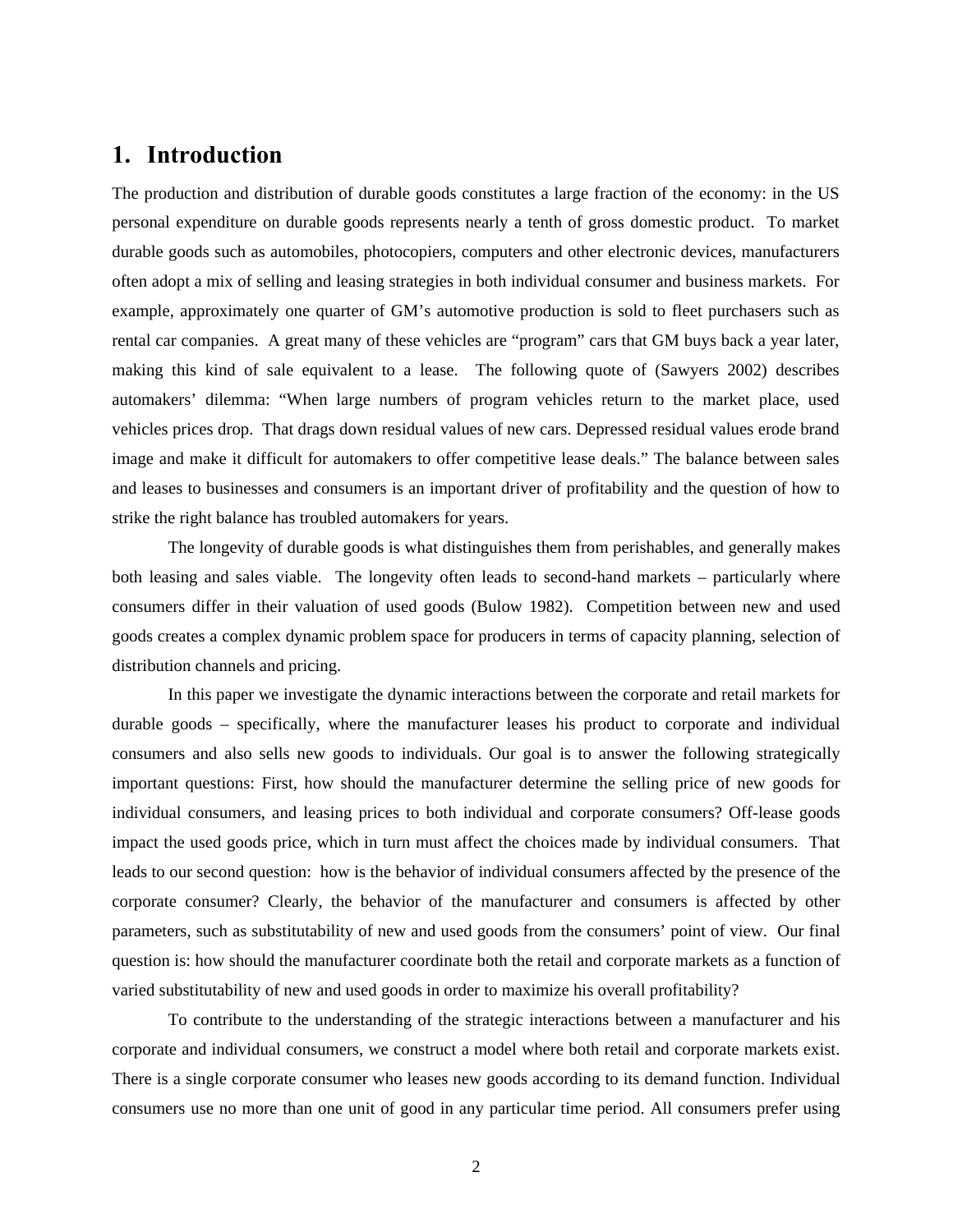## 1. Introduction

The production and distribution of durable goods constitutes a large fraction of the economy: in the US personal expenditure on durable goods represents nearly a tenth of gross domestic product. To market durable goods such as automobiles, photocopiers, computers and other electronic devices, manufacturers often adopt a mix of selling and leasing strategies in both individual consumer and business markets. For example, approximately one quarter of GM's automotive production is sold to fleet purchasers such as rental car companies. A great many of these vehicles are "program" cars that GM buys back a year later, making this kind of sale equivalent to a lease. The following quote of (Sawyers 2002) describes automakers' dilemma: "When large numbers of program vehicles return to the market place, used vehicles prices drop. That drags down residual values of new cars. Depressed residual values erode brand image and make it difficult for automakers to offer competitive lease deals." The balance between sales and leases to businesses and consumers is an important driver of profitability and the question of how to strike the right balance has troubled automakers for years.

The longevity of durable goods is what distinguishes them from perishables, and generally makes both leasing and sales viable. The longevity often leads to second-hand markets – particularly where consumers differ in their valuation of used goods (Bulow 1982). Competition between new and used goods creates a complex dynamic problem space for producers in terms of capacity planning, selection of distribution channels and pricing.

In this paper we investigate the dynamic interactions between the corporate and retail markets for durable goods – specifically, where the manufacturer leases his product to corporate and individual consumers and also sells new goods to individuals. Our goal is to answer the following strategically important questions: First, how should the manufacturer determine the selling price of new goods for individual consumers, and leasing prices to both individual and corporate consumers? Off-lease goods impact the used goods price, which in turn must affect the choices made by individual consumers. That leads to our second question: how is the behavior of individual consumers affected by the presence of the corporate consumer? Clearly, the behavior of the manufacturer and consumers is affected by other parameters, such as substitutability of new and used goods from the consumers' point of view. Our final question is: how should the manufacturer coordinate both the retail and corporate markets as a function of varied substitutability of new and used goods in order to maximize his overall profitability?

To contribute to the understanding of the strategic interactions between a manufacturer and his corporate and individual consumers, we construct a model where both retail and corporate markets exist. There is a single corporate consumer who leases new goods according to its demand function. Individual consumers use no more than one unit of good in any particular time period. All consumers prefer using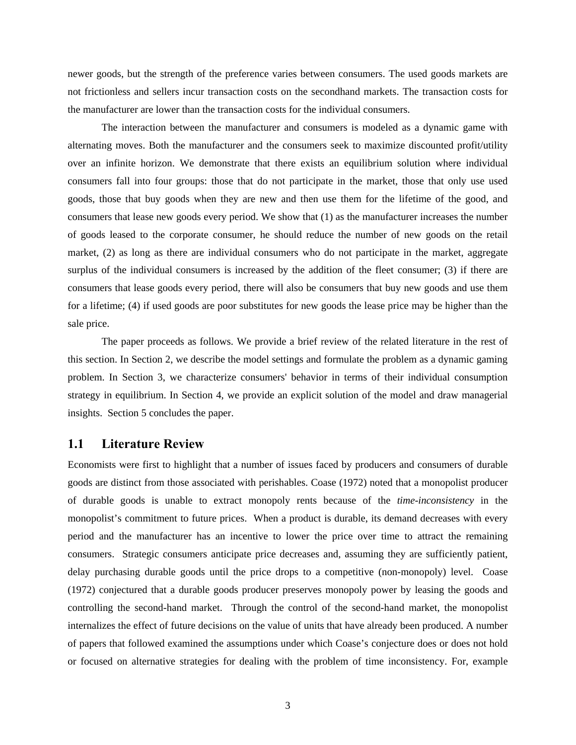newer goods, but the strength of the preference varies between consumers. The used goods markets are not frictionless and sellers incur transaction costs on the secondhand markets. The transaction costs for the manufacturer are lower than the transaction costs for the individual consumers.

The interaction between the manufacturer and consumers is modeled as a dynamic game with alternating moves. Both the manufacturer and the consumers seek to maximize discounted profit/utility over an infinite horizon. We demonstrate that there exists an equilibrium solution where individual consumers fall into four groups: those that do not participate in the market, those that only use used goods, those that buy goods when they are new and then use them for the lifetime of the good, and consumers that lease new goods every period. We show that (1) as the manufacturer increases the number of goods leased to the corporate consumer, he should reduce the number of new goods on the retail market, (2) as long as there are individual consumers who do not participate in the market, aggregate surplus of the individual consumers is increased by the addition of the fleet consumer; (3) if there are consumers that lease goods every period, there will also be consumers that buy new goods and use them for a lifetime; (4) if used goods are poor substitutes for new goods the lease price may be higher than the sale price.

The paper proceeds as follows. We provide a brief review of the related literature in the rest of this section. In Section 2, we describe the model settings and formulate the problem as a dynamic gaming problem. In Section 3, we characterize consumers' behavior in terms of their individual consumption strategy in equilibrium. In Section 4, we provide an explicit solution of the model and draw managerial insights. Section 5 concludes the paper.

## 1.1 Literature Review

Economists were first to highlight that a number of issues faced by producers and consumers of durable goods are distinct from those associated with perishables. Coase (1972) noted that a monopolist producer of durable goods is unable to extract monopoly rents because of the *time-inconsistency* in the monopolist's commitment to future prices. When a product is durable, its demand decreases with every period and the manufacturer has an incentive to lower the price over time to attract the remaining consumers. Strategic consumers anticipate price decreases and, assuming they are sufficiently patient, delay purchasing durable goods until the price drops to a competitive (non-monopoly) level. Coase (1972) conjectured that a durable goods producer preserves monopoly power by leasing the goods and controlling the second-hand market. Through the control of the second-hand market, the monopolist internalizes the effect of future decisions on the value of units that have already been produced. A number of papers that followed examined the assumptions under which Coase's conjecture does or does not hold or focused on alternative strategies for dealing with the problem of time inconsistency. For, example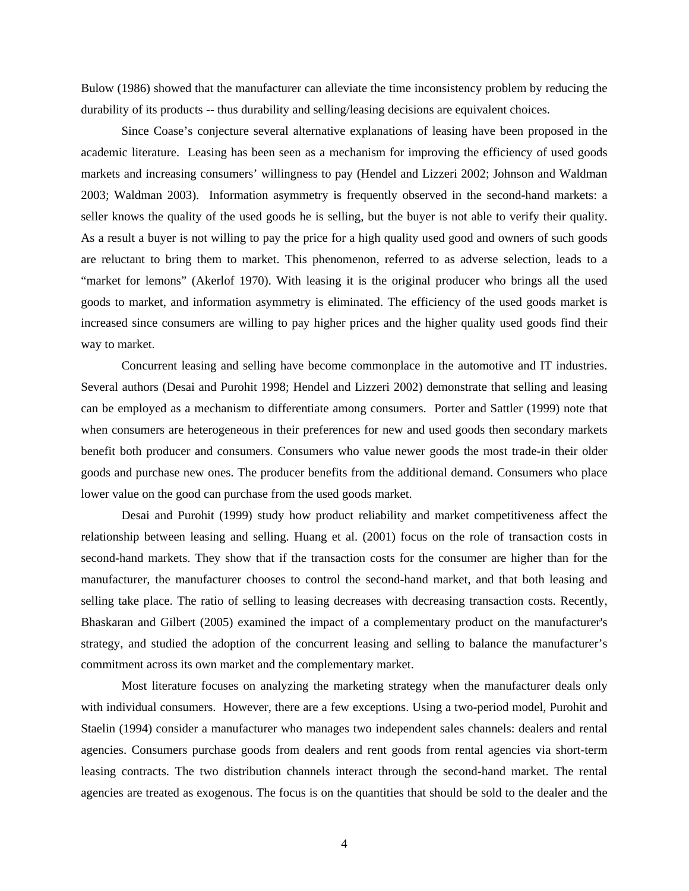Bulow (1986) showed that the manufacturer can alleviate the time inconsistency problem by reducing the durability of its products -- thus durability and selling/leasing decisions are equivalent choices.

Since Coase's conjecture several alternative explanations of leasing have been proposed in the academic literature. Leasing has been seen as a mechanism for improving the efficiency of used goods markets and increasing consumers' willingness to pay (Hendel and Lizzeri 2002; Johnson and Waldman 2003; Waldman 2003). Information asymmetry is frequently observed in the second-hand markets: a seller knows the quality of the used goods he is selling, but the buyer is not able to verify their quality. As a result a buyer is not willing to pay the price for a high quality used good and owners of such goods are reluctant to bring them to market. This phenomenon, referred to as adverse selection, leads to a "market for lemons" (Akerlof 1970). With leasing it is the original producer who brings all the used goods to market, and information asymmetry is eliminated. The efficiency of the used goods market is increased since consumers are willing to pay higher prices and the higher quality used goods find their way to market.

Concurrent leasing and selling have become commonplace in the automotive and IT industries. Several authors (Desai and Purohit 1998; Hendel and Lizzeri 2002) demonstrate that selling and leasing can be employed as a mechanism to differentiate among consumers. Porter and Sattler (1999) note that when consumers are heterogeneous in their preferences for new and used goods then secondary markets benefit both producer and consumers. Consumers who value newer goods the most trade-in their older goods and purchase new ones. The producer benefits from the additional demand. Consumers who place lower value on the good can purchase from the used goods market.

Desai and Purohit (1999) study how product reliability and market competitiveness affect the relationship between leasing and selling. Huang et al. (2001) focus on the role of transaction costs in second-hand markets. They show that if the transaction costs for the consumer are higher than for the manufacturer, the manufacturer chooses to control the second-hand market, and that both leasing and selling take place. The ratio of selling to leasing decreases with decreasing transaction costs. Recently, Bhaskaran and Gilbert (2005) examined the impact of a complementary product on the manufacturer's strategy, and studied the adoption of the concurrent leasing and selling to balance the manufacturer's commitment across its own market and the complementary market.

Most literature focuses on analyzing the marketing strategy when the manufacturer deals only with individual consumers. However, there are a few exceptions. Using a two-period model, Purohit and Staelin (1994) consider a manufacturer who manages two independent sales channels: dealers and rental agencies. Consumers purchase goods from dealers and rent goods from rental agencies via short-term leasing contracts. The two distribution channels interact through the second-hand market. The rental agencies are treated as exogenous. The focus is on the quantities that should be sold to the dealer and the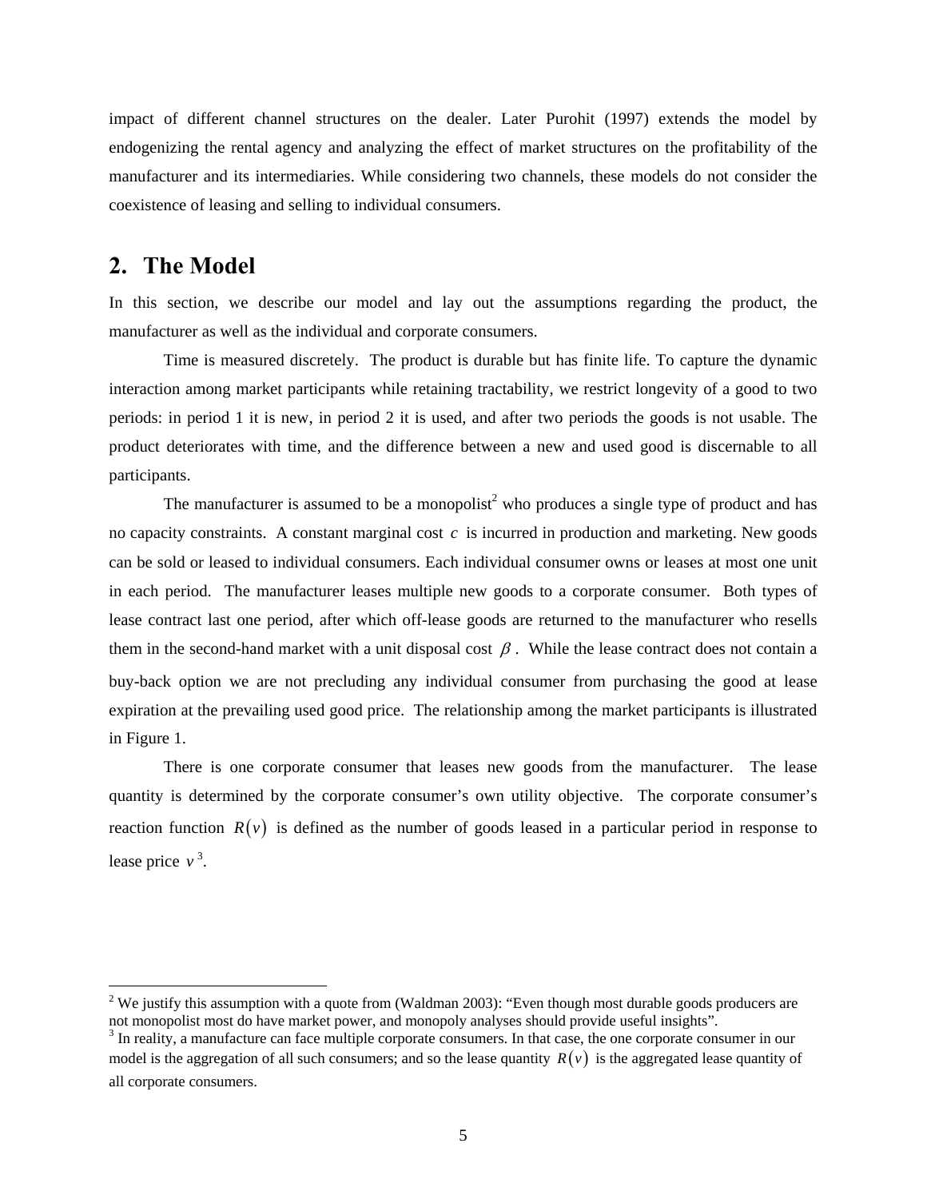impact of different channel structures on the dealer. Later Purohit (1997) extends the model by endogenizing the rental agency and analyzing the effect of market structures on the profitability of the manufacturer and its intermediaries. While considering two channels, these models do not consider the coexistence of leasing and selling to individual consumers.

## 2. The Model

In this section, we describe our model and lay out the assumptions regarding the product, the manufacturer as well as the individual and corporate consumers.

Time is measured discretely. The product is durable but has finite life. To capture the dynamic interaction among market participants while retaining tractability, we restrict longevity of a good to two periods: in period 1 it is new, in period 2 it is used, and after two periods the goods is not usable. The product deteriorates with time, and the difference between a new and used good is discernable to all participants.

The manufacturer is assumed to be a monopolist[2] who produces a single type of product and has no capacity constraints. A constant marginal cost $c$ is incurred in production and marketing. New goods can be sold or leased to individual consumers. Each individual consumer owns or leases at most one unit in each period. The manufacturer leases multiple new goods to a corporate consumer. Both types of lease contract last one period, after which off-lease goods are returned to the manufacturer who resells them in the second-hand market with a unit disposal cost $\beta$. While the lease contract does not contain a buy-back option we are not precluding any individual consumer from purchasing the good at lease expiration at the prevailing used good price. The relationship among the market participants is illustrated in Figure 1.

There is one corporate consumer that leases new goods from the manufacturer. The lease quantity is determined by the corporate consumer's own utility objective. The corporate consumer's reaction function $R(v)$ is defined as the number of goods leased in a particular period in response to lease price $v$[3].

---

[2] We justify this assumption with a quote from (Waldman 2003): "Even though most durable goods producers are not monopolist most do have market power, and monopoly analyses should provide useful insights".

[3] In reality, a manufacture can face multiple corporate consumers. In that case, the one corporate consumer in our model is the aggregation of all such consumers; and so the lease quantity $R(v)$ is the aggregated lease quantity of all corporate consumers.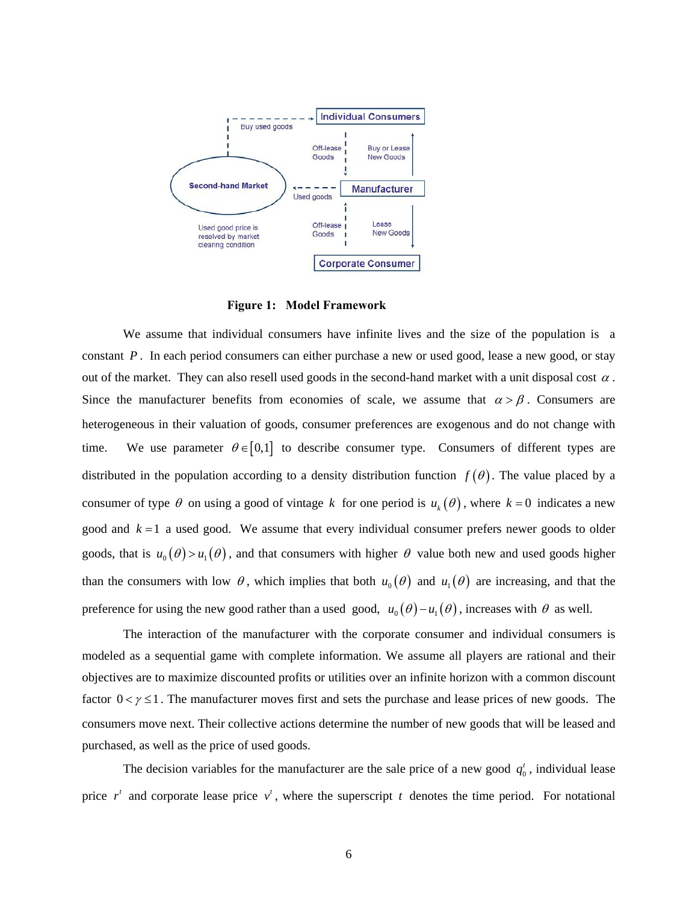**Figure 1: Model Framework**

We assume that individual consumers have infinite lives and the size of the population is a constant $P$. In each period consumers can either purchase a new or used good, lease a new good, or stay out of the market. They can also resell used goods in the second-hand market with a unit disposal cost $\alpha$. Since the manufacturer benefits from economies of scale, we assume that $\alpha > \beta$. Consumers are heterogeneous in their valuation of goods, consumer preferences are exogenous and do not change with time. We use parameter $\theta \in [0,1]$ to describe consumer type. Consumers of different types are distributed in the population according to a density distribution function $f(\theta)$. The value placed by a consumer of type $\theta$ on using a good of vintage $k$ for one period is $u_k(\theta)$, where $k = 0$ indicates a new good and $k = 1$ a used good. We assume that every individual consumer prefers newer goods to older goods, that is $u_0(\theta) > u_1(\theta)$, and that consumers with higher $\theta$ value both new and used goods higher than the consumers with low $\theta$, which implies that both $u_0(\theta)$ and $u_1(\theta)$ are increasing, and that the preference for using the new good rather than a used good, $u_0(\theta) - u_1(\theta)$, increases with $\theta$ as well.

The interaction of the manufacturer with the corporate consumer and individual consumers is modeled as a sequential game with complete information. We assume all players are rational and their objectives are to maximize discounted profits or utilities over an infinite horizon with a common discount factor $0 < \gamma \leq 1$. The manufacturer moves first and sets the purchase and lease prices of new goods. The consumers move next. Their collective actions determine the number of new goods that will be leased and purchased, as well as the price of used goods.

The decision variables for the manufacturer are the sale price of a new good $q_0^t$, individual lease price $r^t$ and corporate lease price $v^t$, where the superscript $t$ denotes the time period. For notational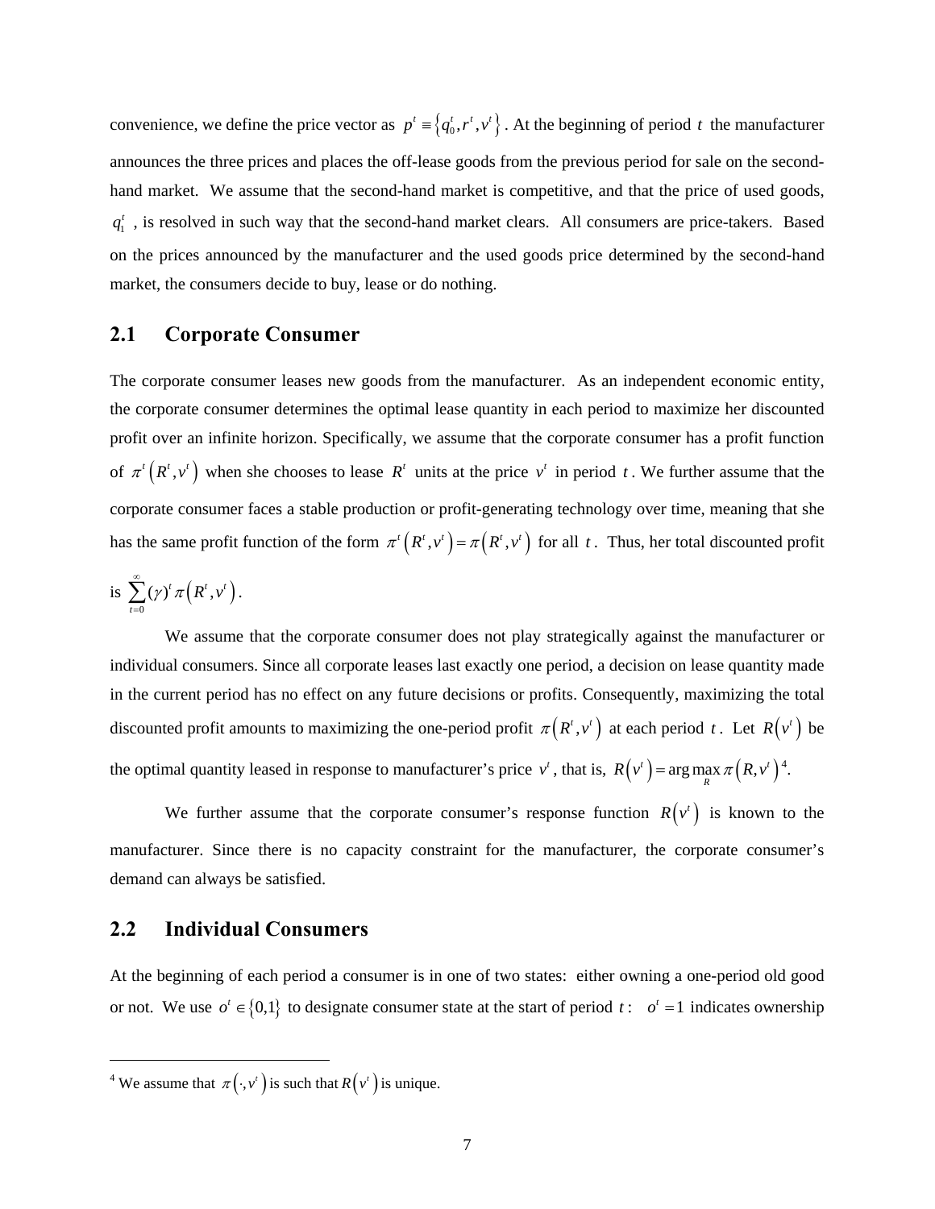convenience, we define the price vector as $p^t \equiv \{q_0^t, r^t, v^t\}$. At the beginning of period $t$ the manufacturer announces the three prices and places the off-lease goods from the previous period for sale on the second-hand market. We assume that the second-hand market is competitive, and that the price of used goods, $q_1^t$, is resolved in such way that the second-hand market clears. All consumers are price-takers. Based on the prices announced by the manufacturer and the used goods price determined by the second-hand market, the consumers decide to buy, lease or do nothing.

## 2.1 Corporate Consumer

The corporate consumer leases new goods from the manufacturer. As an independent economic entity, the corporate consumer determines the optimal lease quantity in each period to maximize her discounted profit over an infinite horizon. Specifically, we assume that the corporate consumer has a profit function of $\pi^t\left(R^t, v^t\right)$ when she chooses to lease $R^t$ units at the price $v^t$ in period $t$. We further assume that the corporate consumer faces a stable production or profit-generating technology over time, meaning that she has the same profit function of the form $\pi^t\left(R^t, v^t\right) = \pi\left(R^t, v^t\right)$ for all $t$. Thus, her total discounted profit is $\sum_{t=0}^{\infty} (\gamma)^t \pi\left(R^t, v^t\right)$.

We assume that the corporate consumer does not play strategically against the manufacturer or individual consumers. Since all corporate leases last exactly one period, a decision on lease quantity made in the current period has no effect on any future decisions or profits. Consequently, maximizing the total discounted profit amounts to maximizing the one-period profit $\pi\left(R^t, v^t\right)$ at each period $t$. Let $R\left(v^t\right)$ be the optimal quantity leased in response to manufacturer's price $v^t$, that is, $R\left(v^t\right) = \arg\max_R \pi\left(R, v^t\right)$[4].

We further assume that the corporate consumer's response function $R\left(v^t\right)$ is known to the manufacturer. Since there is no capacity constraint for the manufacturer, the corporate consumer's demand can always be satisfied.

## 2.2 Individual Consumers

At the beginning of each period a consumer is in one of two states: either owning a one-period old good or not. We use $o^t \in \{0,1\}$ to designate consumer state at the start of period $t$: $o^t = 1$ indicates ownership

---

[4] We assume that $\pi\left(\cdot, v^t\right)$ is such that $R\left(v^t\right)$ is unique.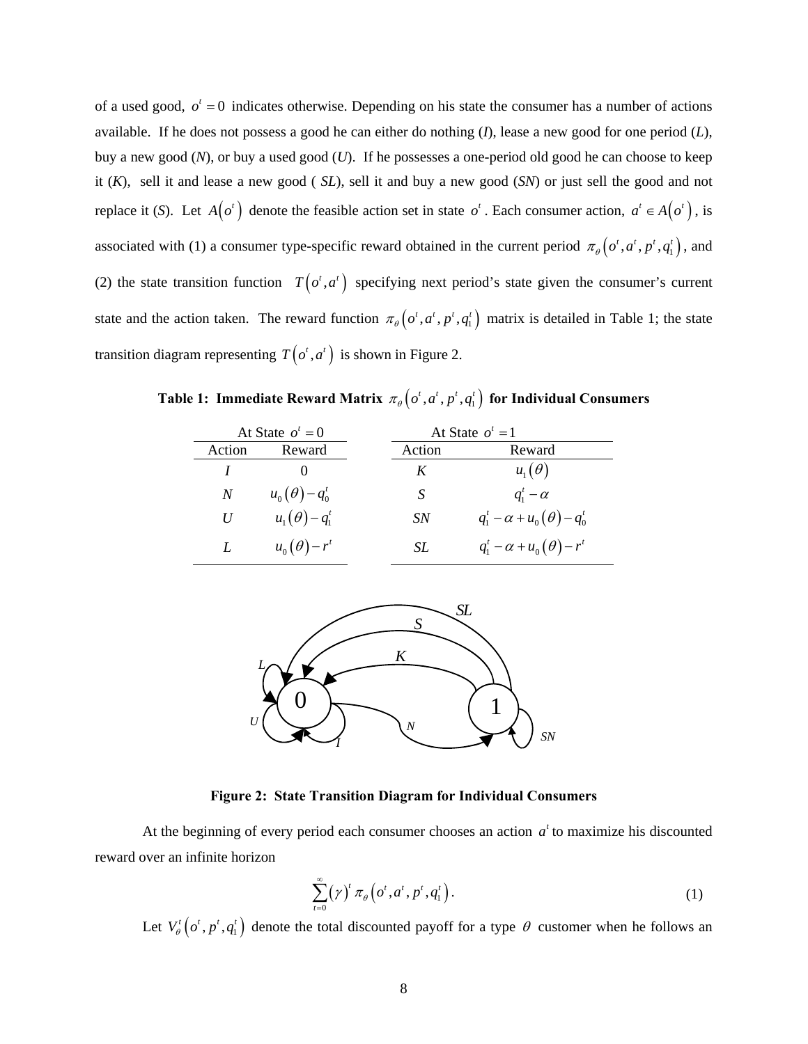of a used good, $o^t = 0$ indicates otherwise. Depending on his state the consumer has a number of actions available. If he does not possess a good he can either do nothing (*I*), lease a new good for one period (*L*), buy a new good (*N*), or buy a used good (*U*). If he possesses a one-period old good he can choose to keep it (*K*), sell it and lease a new good ( *SL*), sell it and buy a new good (*SN*) or just sell the good and not replace it (*S*). Let $A(o^t)$ denote the feasible action set in state $o^t$. Each consumer action, $a^t \in A(o^t)$, is associated with (1) a consumer type-specific reward obtained in the current period $\pi_\theta(o^t, a^t, p^t, q_1^t)$, and (2) the state transition function $T(o^t, a^t)$ specifying next period's state given the consumer's current state and the action taken. The reward function $\pi_\theta(o^t, a^t, p^t, q_1^t)$ matrix is detailed in Table 1; the state transition diagram representing $T(o^t, a^t)$ is shown in Figure 2.

**Table 1: Immediate Reward Matrix $\pi_\theta(o^t, a^t, p^t, q_1^t)$ for Individual Consumers**

| At State $o^t = 0$ | | At State $o^t = 1$ | |
|---|---|---|---|
| Action | Reward | Action | Reward |
| $I$ | $0$ | $K$ | $u_1(\theta)$ |
| $N$ | $u_0(\theta) - q_0^t$ | $S$ | $q_1^t - \alpha$ |
| $U$ | $u_1(\theta) - q_1^t$ | $SN$ | $q_1^t - \alpha + u_0(\theta) - q_0^t$ |
| $L$ | $u_0(\theta) - r^t$ | $SL$ | $q_1^t - \alpha + u_0(\theta) - r^t$ |

**Figure 2: State Transition Diagram for Individual Consumers**

At the beginning of every period each consumer chooses an action $a^t$ to maximize his discounted reward over an infinite horizon

$$\sum_{t=0}^{\infty} (\gamma)^t \pi_\theta(o^t, a^t, p^t, q_1^t). \tag{1}$$

Let $V_\theta^t(o^t, p^t, q_1^t)$ denote the total discounted payoff for a type $\theta$ customer when he follows an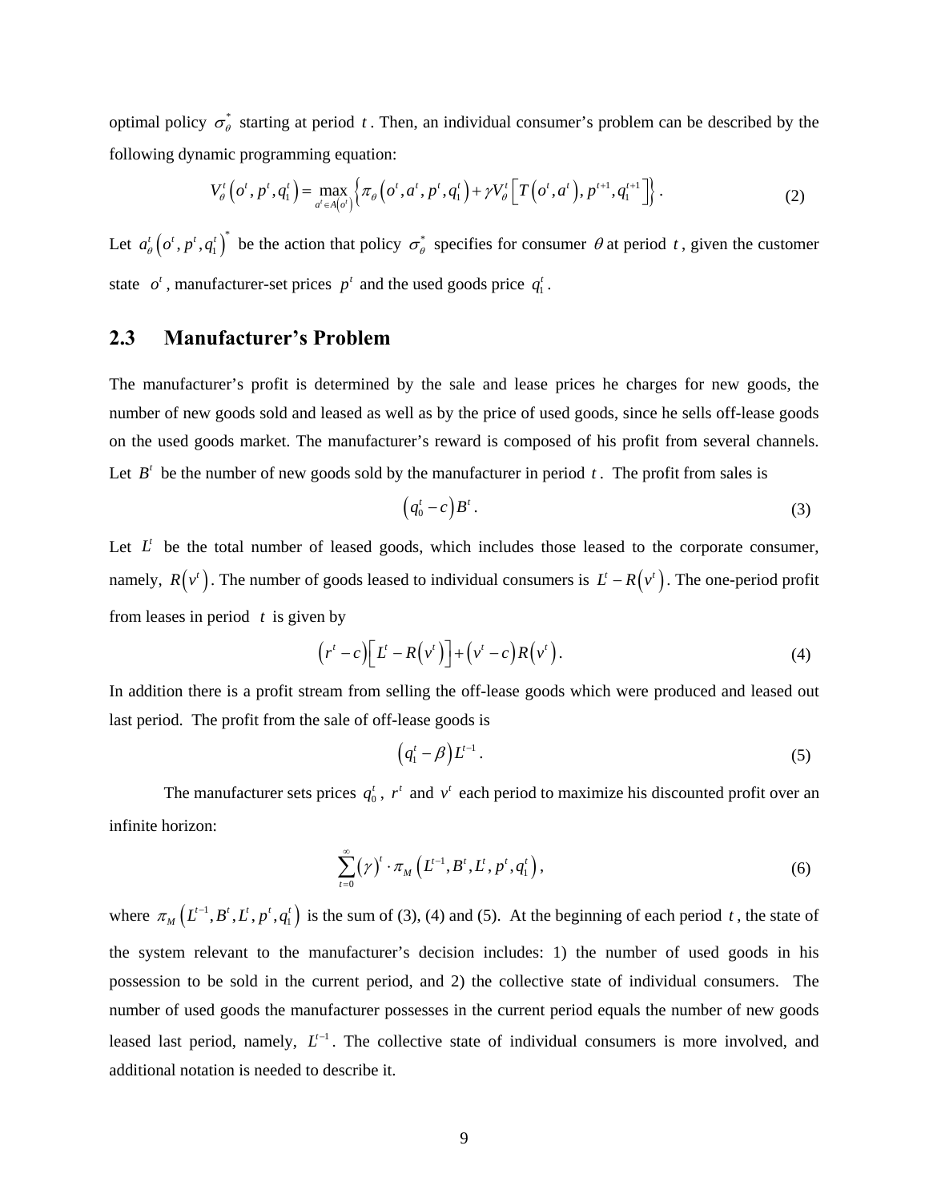optimal policy $\sigma_\theta^*$ starting at period $t$. Then, an individual consumer's problem can be described by the following dynamic programming equation:

$$V_\theta^t\left(o^t, p^t, q_1^t\right) = \max_{a^t \in A\left(o^t\right)} \left\{ \pi_\theta\left(o^t, a^t, p^t, q_1^t\right) + \gamma V_\theta^t\left[T\left(o^t, a^t\right), p^{t+1}, q_1^{t+1}\right] \right\}. \tag{2}$$

Let $a_\theta^t\left(o^t, p^t, q_1^t\right)^*$ be the action that policy $\sigma_\theta^*$ specifies for consumer $\theta$ at period $t$, given the customer state $o^t$, manufacturer-set prices $p^t$ and the used goods price $q_1^t$.

## 2.3 Manufacturer's Problem

The manufacturer's profit is determined by the sale and lease prices he charges for new goods, the number of new goods sold and leased as well as by the price of used goods, since he sells off-lease goods on the used goods market. The manufacturer's reward is composed of his profit from several channels. Let $B^t$ be the number of new goods sold by the manufacturer in period $t$. The profit from sales is

$$\left(q_0^t - c\right)B^t. \tag{3}$$

Let $L^t$ be the total number of leased goods, which includes those leased to the corporate consumer, namely, $R\left(v^t\right)$. The number of goods leased to individual consumers is $L^t - R\left(v^t\right)$. The one-period profit from leases in period $t$ is given by

$$\left(r^t - c\right)\left[L^t - R\left(v^t\right)\right] + \left(v^t - c\right)R\left(v^t\right). \tag{4}$$

In addition there is a profit stream from selling the off-lease goods which were produced and leased out last period. The profit from the sale of off-lease goods is

$$\left(q_1^t - \beta\right)L^{t-1}. \tag{5}$$

The manufacturer sets prices $q_0^t$, $r^t$ and $v^t$ each period to maximize his discounted profit over an infinite horizon:

$$\sum_{t=0}^{\infty}\left(\gamma\right)^t \cdot \pi_M\left(L^{t-1}, B^t, L^t, p^t, q_1^t\right), \tag{6}$$

where $\pi_M\left(L^{t-1}, B^t, L^t, p^t, q_1^t\right)$ is the sum of (3), (4) and (5). At the beginning of each period $t$, the state of the system relevant to the manufacturer's decision includes: 1) the number of used goods in his possession to be sold in the current period, and 2) the collective state of individual consumers. The number of used goods the manufacturer possesses in the current period equals the number of new goods leased last period, namely, $L^{t-1}$. The collective state of individual consumers is more involved, and additional notation is needed to describe it.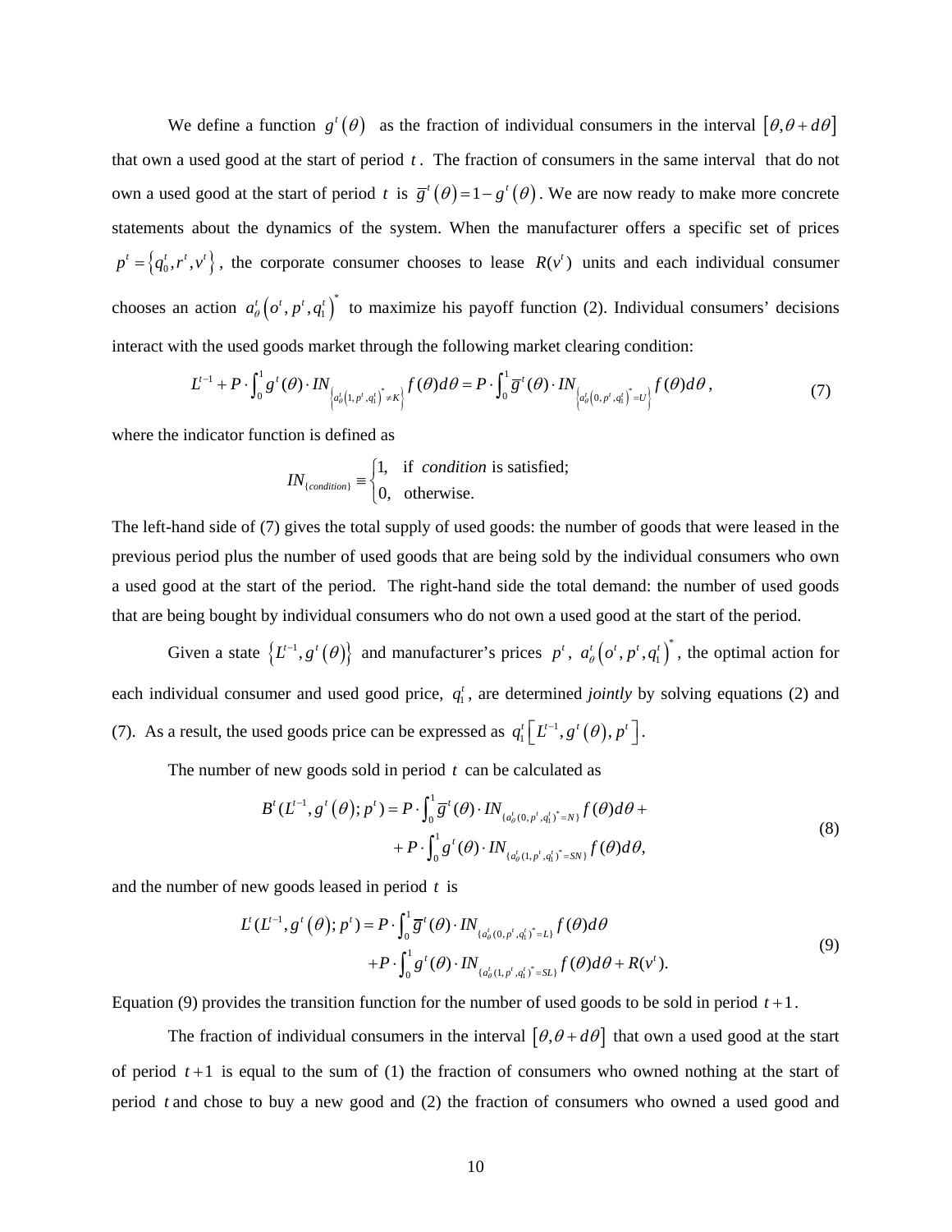We define a function $g^t(\theta)$ as the fraction of individual consumers in the interval $[\theta, \theta + d\theta]$ that own a used good at the start of period $t$. The fraction of consumers in the same interval that do not own a used good at the start of period $t$ is $\overline{g}^t(\theta) = 1 - g^t(\theta)$. We are now ready to make more concrete statements about the dynamics of the system. When the manufacturer offers a specific set of prices $p^t = \{q_0^t, r^t, v^t\}$, the corporate consumer chooses to lease $R(v^t)$ units and each individual consumer chooses an action $a_\theta^t(o^t, p^t, q_1^t)^*$ to maximize his payoff function (2). Individual consumers' decisions interact with the used goods market through the following market clearing condition:

$$L^{t-1} + P \cdot \int_0^1 g^t(\theta) \cdot IN_{\left\{a_\theta^t\left(1, p^t, q_1^t\right)^* \neq K\right\}} f(\theta) d\theta = P \cdot \int_0^1 \overline{g}^t(\theta) \cdot IN_{\left\{a_\theta^t\left(0, p^t, q_1^t\right)^* = U\right\}} f(\theta) d\theta, \tag{7}$$

where the indicator function is defined as

$$IN_{\{condition\}} \equiv \begin{cases} 1, & \text{if } \textit{condition} \text{ is satisfied;} \\ 0, & \text{otherwise.} \end{cases}$$

The left-hand side of (7) gives the total supply of used goods: the number of goods that were leased in the previous period plus the number of used goods that are being sold by the individual consumers who own a used good at the start of the period. The right-hand side the total demand: the number of used goods that are being bought by individual consumers who do not own a used good at the start of the period.

Given a state $\{L^{t-1}, g^t(\theta)\}$ and manufacturer's prices $p^t$, $a_\theta^t(o^t, p^t, q_1^t)^*$, the optimal action for each individual consumer and used good price, $q_1^t$, are determined *jointly* by solving equations (2) and (7). As a result, the used goods price can be expressed as $q_1^t\left[L^{t-1}, g^t(\theta), p^t\right]$.

The number of new goods sold in period $t$ can be calculated as

$$\begin{aligned} B^t(L^{t-1}, g^t(\theta); p^t) = P \cdot \int_0^1 \overline{g}^t(\theta) \cdot IN_{\{a_\theta^t(0, p^t, q_1^t)^* = N\}} f(\theta) d\theta + \\ + P \cdot \int_0^1 g^t(\theta) \cdot IN_{\{a_\theta^t(1, p^t, q_1^t)^* = SN\}} f(\theta) d\theta, \end{aligned} \tag{8}$$

and the number of new goods leased in period $t$ is

$$\begin{aligned} L^t(L^{t-1}, g^t(\theta); p^t) = P \cdot \int_0^1 \overline{g}^t(\theta) \cdot IN_{\{a_\theta^t(0, p^t, q_1^t)^* = L\}} f(\theta) d\theta \\ + P \cdot \int_0^1 g^t(\theta) \cdot IN_{\{a_\theta^t(1, p^t, q_1^t)^* = SL\}} f(\theta) d\theta + R(v^t). \end{aligned} \tag{9}$$

Equation (9) provides the transition function for the number of used goods to be sold in period $t+1$.

The fraction of individual consumers in the interval $[\theta, \theta + d\theta]$ that own a used good at the start of period $t+1$ is equal to the sum of (1) the fraction of consumers who owned nothing at the start of period $t$ and chose to buy a new good and (2) the fraction of consumers who owned a used good and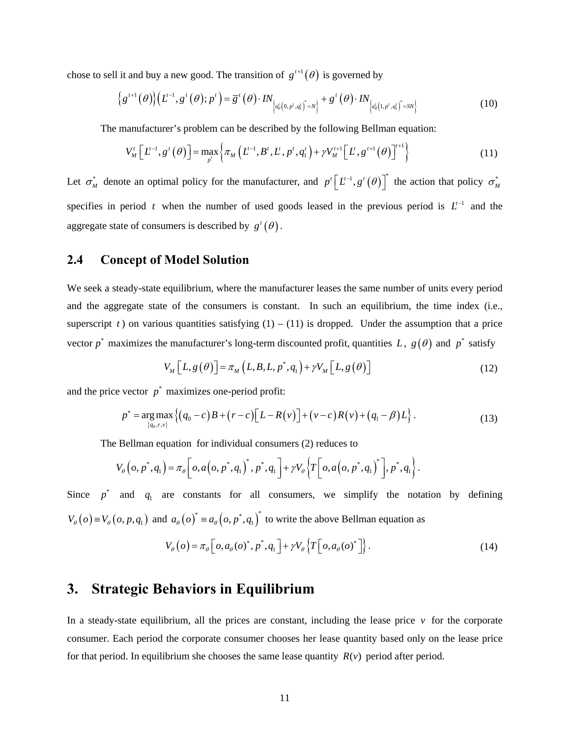chose to sell it and buy a new good. The transition of $g^{t+1}(\theta)$ is governed by

$$\left\{g^{t+1}(\theta)\right\}\left(L^{t-1}, g^{t}(\theta); p^{t}\right) = \overline{g}^{t}(\theta) \cdot IN_{\left\{a_{\theta}^{t}\left(0, p^{t}, q_{1}^{t}\right)^{*}=N\right\}} + g^{t}(\theta) \cdot IN_{\left\{a_{\theta}^{t}\left(1, p^{t}, q_{1}^{t}\right)^{*}=SN\right\}} \tag{10}$$

The manufacturer's problem can be described by the following Bellman equation:

$$V_{M}^{t}\left[L^{t-1}, g^{t}(\theta)\right] = \max_{p^{t}}\left\{\pi_{M}\left(L^{t-1}, B^{t}, L^{t}, p^{t}, q_{1}^{t}\right) + \gamma V_{M}^{t+1}\left[L^{t}, g^{t+1}(\theta)\right]^{t+1}\right\} \tag{11}$$

Let $\sigma_{M}^{*}$ denote an optimal policy for the manufacturer, and $p^{t}\left[L^{t-1}, g^{t}(\theta)\right]^{*}$ the action that policy $\sigma_{M}^{*}$ specifies in period $t$ when the number of used goods leased in the previous period is $L^{t-1}$ and the aggregate state of consumers is described by $g^{t}(\theta)$.

## 2.4 Concept of Model Solution

We seek a steady-state equilibrium, where the manufacturer leases the same number of units every period and the aggregate state of the consumers is constant. In such an equilibrium, the time index (i.e., superscript $t$) on various quantities satisfying (1) – (11) is dropped. Under the assumption that a price vector $p^{*}$ maximizes the manufacturer's long-term discounted profit, quantities $L$, $g(\theta)$ and $p^{*}$ satisfy

$$V_{M}\left[L, g(\theta)\right] = \pi_{M}\left(L, B, L, p^{*}, q_{1}\right) + \gamma V_{M}\left[L, g(\theta)\right] \tag{12}$$

and the price vector $p^{*}$ maximizes one-period profit:

$$p^{*} = \underset{\{q_{0}, r, v\}}{\arg\max}\left\{\left(q_{0} - c\right)B + (r - c)\left[L - R(v)\right] + (v - c)R(v) + \left(q_{1} - \beta\right)L\right\}. \tag{13}$$

The Bellman equation for individual consumers (2) reduces to

$$V_{\theta}\left(o, p^{*}, q_{1}\right) = \pi_{\theta}\left[o, a\left(o, p^{*}, q_{1}\right)^{*}, p^{*}, q_{1}\right] + \gamma V_{\theta}\left\{T\left[o, a\left(o, p^{*}, q_{1}\right)^{*}\right], p^{*}, q_{1}\right\}.$$

Since $p^{*}$ and $q_{1}$ are constants for all consumers, we simplify the notation by defining $V_{\theta}(o) \equiv V_{\theta}\left(o, p, q_{1}\right)$ and $a_{\theta}(o)^{*} \equiv a_{\theta}\left(o, p^{*}, q_{1}\right)^{*}$ to write the above Bellman equation as

$$V_{\theta}(o) = \pi_{\theta}\left[o, a_{\theta}(o)^{*}, p^{*}, q_{1}\right] + \gamma V_{\theta}\left\{T\left[o, a_{\theta}(o)^{*}\right]\right\}. \tag{14}$$

# 3. Strategic Behaviors in Equilibrium

In a steady-state equilibrium, all the prices are constant, including the lease price $v$ for the corporate consumer. Each period the corporate consumer chooses her lease quantity based only on the lease price for that period. In equilibrium she chooses the same lease quantity $R(v)$ period after period.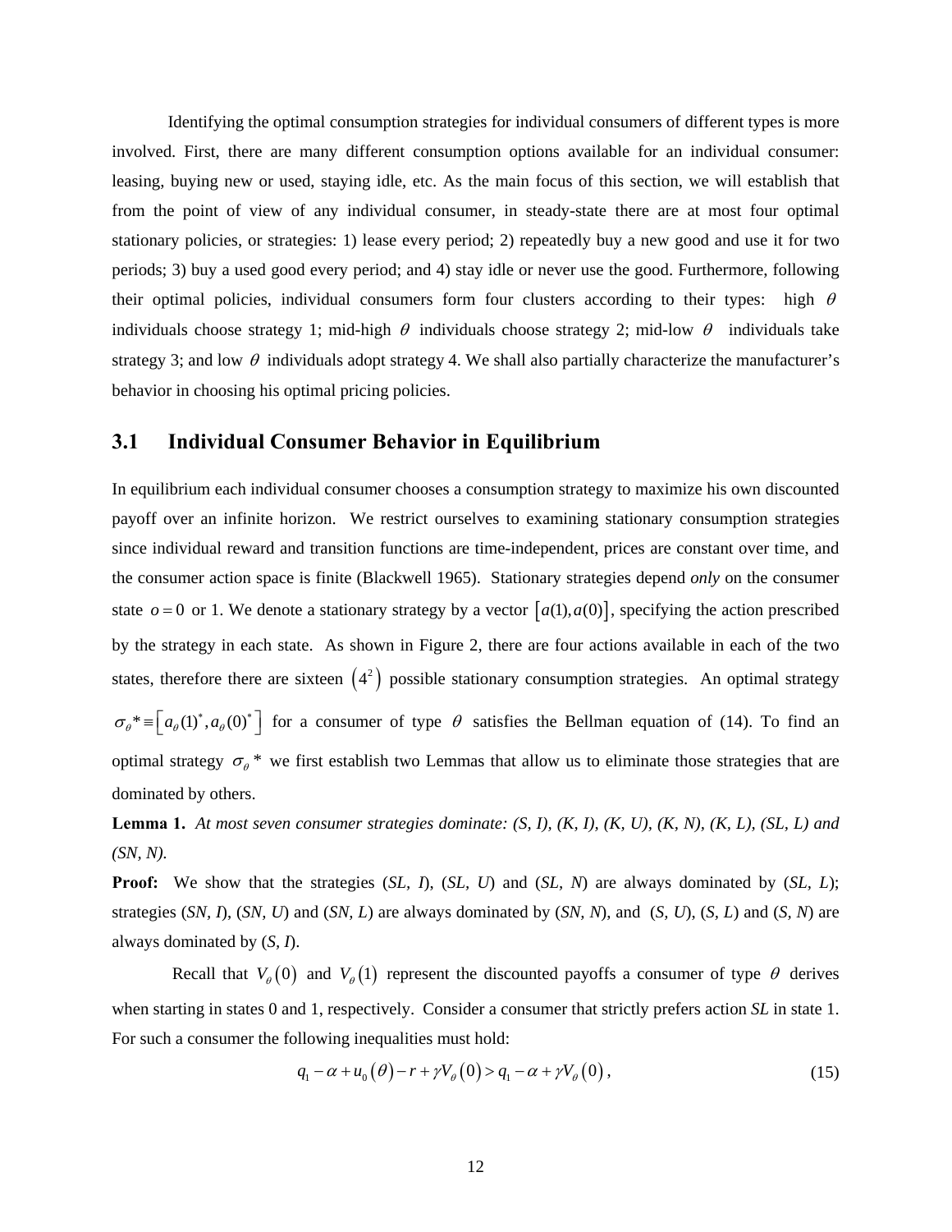Identifying the optimal consumption strategies for individual consumers of different types is more involved. First, there are many different consumption options available for an individual consumer: leasing, buying new or used, staying idle, etc. As the main focus of this section, we will establish that from the point of view of any individual consumer, in steady-state there are at most four optimal stationary policies, or strategies: 1) lease every period; 2) repeatedly buy a new good and use it for two periods; 3) buy a used good every period; and 4) stay idle or never use the good. Furthermore, following their optimal policies, individual consumers form four clusters according to their types: high $\theta$ individuals choose strategy 1; mid-high $\theta$ individuals choose strategy 2; mid-low $\theta$ individuals take strategy 3; and low $\theta$ individuals adopt strategy 4. We shall also partially characterize the manufacturer's behavior in choosing his optimal pricing policies.

## 3.1 Individual Consumer Behavior in Equilibrium

In equilibrium each individual consumer chooses a consumption strategy to maximize his own discounted payoff over an infinite horizon. We restrict ourselves to examining stationary consumption strategies since individual reward and transition functions are time-independent, prices are constant over time, and the consumer action space is finite (Blackwell 1965). Stationary strategies depend *only* on the consumer state $o = 0$ or 1. We denote a stationary strategy by a vector $\left[a(1), a(0)\right]$, specifying the action prescribed by the strategy in each state. As shown in Figure 2, there are four actions available in each of the two states, therefore there are sixteen $\left(4^2\right)$ possible stationary consumption strategies. An optimal strategy $\sigma_\theta * \equiv \left[a_\theta(1)^*, a_\theta(0)^*\right]$ for a consumer of type $\theta$ satisfies the Bellman equation of (14). To find an optimal strategy $\sigma_\theta *$ we first establish two Lemmas that allow us to eliminate those strategies that are dominated by others.

**Lemma 1.** *At most seven consumer strategies dominate: (S, I), (K, I), (K, U), (K, N), (K, L), (SL, L) and (SN, N).*

**Proof:** We show that the strategies (*SL, I*), (*SL, U*) and (*SL, N*) are always dominated by (*SL, L*); strategies (*SN, I*), (*SN, U*) and (*SN, L*) are always dominated by (*SN, N*), and (*S, U*), (*S, L*) and (*S, N*) are always dominated by (*S, I*).

Recall that $V_\theta(0)$ and $V_\theta(1)$ represent the discounted payoffs a consumer of type $\theta$ derives when starting in states 0 and 1, respectively. Consider a consumer that strictly prefers action *SL* in state 1. For such a consumer the following inequalities must hold:

$$q_1 - \alpha + u_0(\theta) - r + \gamma V_\theta(0) > q_1 - \alpha + \gamma V_\theta(0), \tag{15}$$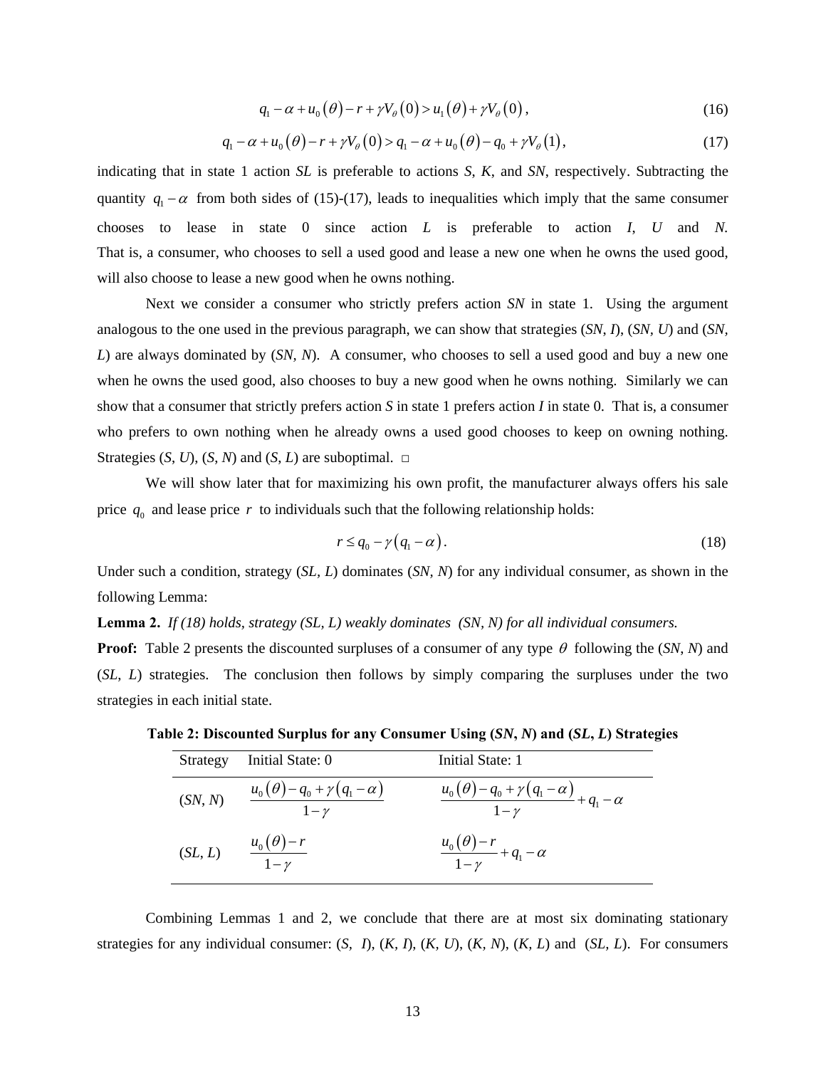$$q_1 - \alpha + u_0(\theta) - r + \gamma V_\theta(0) > u_1(\theta) + \gamma V_\theta(0), \tag{16}$$

$$q_1 - \alpha + u_0(\theta) - r + \gamma V_\theta(0) > q_1 - \alpha + u_0(\theta) - q_0 + \gamma V_\theta(1), \tag{17}$$

indicating that in state 1 action *SL* is preferable to actions *S*, *K*, and *SN*, respectively. Subtracting the quantity $q_1 - \alpha$ from both sides of (15)-(17), leads to inequalities which imply that the same consumer chooses to lease in state 0 since action *L* is preferable to action *I*, *U* and *N*. That is, a consumer, who chooses to sell a used good and lease a new one when he owns the used good, will also choose to lease a new good when he owns nothing.

Next we consider a consumer who strictly prefers action *SN* in state 1. Using the argument analogous to the one used in the previous paragraph, we can show that strategies (*SN*, *I*), (*SN*, *U*) and (*SN*, *L*) are always dominated by (*SN*, *N*). A consumer, who chooses to sell a used good and buy a new one when he owns the used good, also chooses to buy a new good when he owns nothing. Similarly we can show that a consumer that strictly prefers action *S* in state 1 prefers action *I* in state 0. That is, a consumer who prefers to own nothing when he already owns a used good chooses to keep on owning nothing. Strategies (*S*, *U*), (*S*, *N*) and (*S*, *L*) are suboptimal. □

We will show later that for maximizing his own profit, the manufacturer always offers his sale price $q_0$ and lease price $r$ to individuals such that the following relationship holds:

$$r \le q_0 - \gamma(q_1 - \alpha). \tag{18}$$

Under such a condition, strategy (*SL*, *L*) dominates (*SN*, *N*) for any individual consumer, as shown in the following Lemma:

**Lemma 2.** *If (18) holds, strategy (SL, L) weakly dominates (SN, N) for all individual consumers.*

**Proof:** Table 2 presents the discounted surpluses of a consumer of any type $\theta$ following the (*SN*, *N*) and (*SL*, *L*) strategies. The conclusion then follows by simply comparing the surpluses under the two strategies in each initial state.

**Table 2: Discounted Surplus for any Consumer Using (*SN*, *N*) and (*SL*, *L*) Strategies**

| Strategy | Initial State: 0 | Initial State: 1 |
|---|---|---|
| (*SN*, *N*) | $\dfrac{u_0(\theta) - q_0 + \gamma(q_1 - \alpha)}{1-\gamma}$ | $\dfrac{u_0(\theta) - q_0 + \gamma(q_1 - \alpha)}{1-\gamma} + q_1 - \alpha$ |
| (*SL*, *L*) | $\dfrac{u_0(\theta) - r}{1-\gamma}$ | $\dfrac{u_0(\theta) - r}{1-\gamma} + q_1 - \alpha$ |

Combining Lemmas 1 and 2, we conclude that there are at most six dominating stationary strategies for any individual consumer: (*S*, *I*), (*K*, *I*), (*K*, *U*), (*K*, *N*), (*K*, *L*) and (*SL*, *L*). For consumers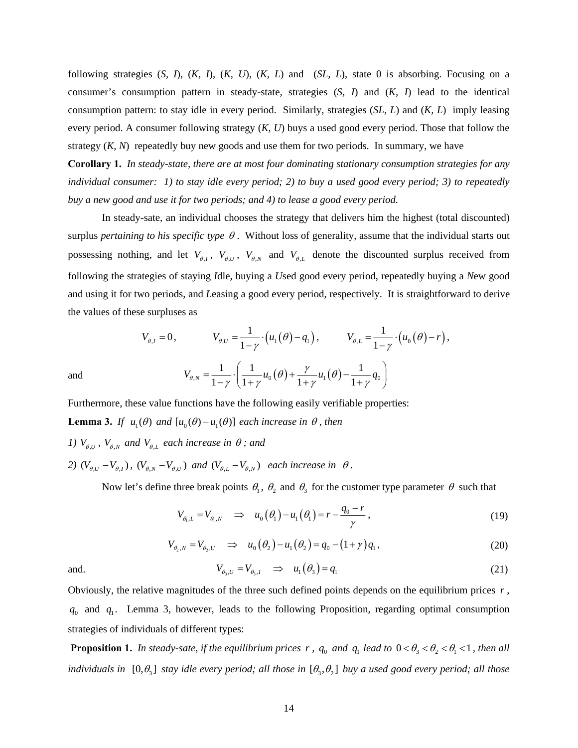following strategies (*S, I*), (*K, I*), (*K, U*), (*K, L*) and (*SL, L*), state 0 is absorbing. Focusing on a consumer's consumption pattern in steady-state, strategies (*S, I*) and (*K, I*) lead to the identical consumption pattern: to stay idle in every period. Similarly, strategies (*SL, L*) and (*K, L*) imply leasing every period. A consumer following strategy (*K, U*) buys a used good every period. Those that follow the strategy (*K, N*) repeatedly buy new goods and use them for two periods. In summary, we have

**Corollary 1.** *In steady-state, there are at most four dominating stationary consumption strategies for any individual consumer: 1) to stay idle every period; 2) to buy a used good every period; 3) to repeatedly buy a new good and use it for two periods; and 4) to lease a good every period.*

In steady-sate, an individual chooses the strategy that delivers him the highest (total discounted) surplus *pertaining to his specific type* $\theta$. Without loss of generality, assume that the individual starts out possessing nothing, and let $V_{\theta,I}$, $V_{\theta,U}$, $V_{\theta,N}$ and $V_{\theta,L}$ denote the discounted surplus received from following the strategies of staying *I*dle, buying a *U*sed good every period, repeatedly buying a *N*ew good and using it for two periods, and *L*easing a good every period, respectively. It is straightforward to derive the values of these surpluses as

$$V_{\theta,I} = 0, \qquad V_{\theta,U} = \frac{1}{1-\gamma}\cdot\left(u_1(\theta) - q_1\right), \qquad V_{\theta,L} = \frac{1}{1-\gamma}\cdot\left(u_0(\theta) - r\right),$$

and

$$V_{\theta,N} = \frac{1}{1-\gamma}\cdot\left(\frac{1}{1+\gamma}u_0(\theta) + \frac{\gamma}{1+\gamma}u_1(\theta) - \frac{1}{1+\gamma}q_0\right)$$

Furthermore, these value functions have the following easily verifiable properties:

**Lemma 3.** *If* $u_1(\theta)$ *and* $[u_0(\theta) - u_1(\theta)]$ *each increase in* $\theta$, *then*

*1)* $V_{\theta,U}$, $V_{\theta,N}$ *and* $V_{\theta,L}$ *each increase in* $\theta$*; and*

*2)* $(V_{\theta,U} - V_{\theta,I})$, $(V_{\theta,N} - V_{\theta,U})$ *and* $(V_{\theta,L} - V_{\theta,N})$ *each increase in* $\theta$.

Now let's define three break points $\theta_1$, $\theta_2$ and $\theta_3$ for the customer type parameter $\theta$ such that

$$V_{\theta_1,L} = V_{\theta_1,N} \quad \Rightarrow \quad u_0(\theta_1) - u_1(\theta_1) = r - \frac{q_0 - r}{\gamma}, \tag{19}$$

$$V_{\theta_2,N} = V_{\theta_2,U} \quad \Rightarrow \quad u_0(\theta_2) - u_1(\theta_2) = q_0 - (1+\gamma)q_1, \tag{20}$$

and.

$$V_{\theta_3,U} = V_{\theta_3,I} \quad \Rightarrow \quad u_1(\theta_3) = q_1 \tag{21}$$

Obviously, the relative magnitudes of the three such defined points depends on the equilibrium prices $r$, $q_0$ and $q_1$. Lemma 3, however, leads to the following Proposition, regarding optimal consumption strategies of individuals of different types:

**Proposition 1.** *In steady-sate, if the equilibrium prices* $r$, $q_0$ *and* $q_1$ *lead to* $0 < \theta_3 < \theta_2 < \theta_1 < 1$, *then all individuals in* $[0,\theta_3]$ *stay idle every period; all those in* $[\theta_3,\theta_2]$ *buy a used good every period; all those*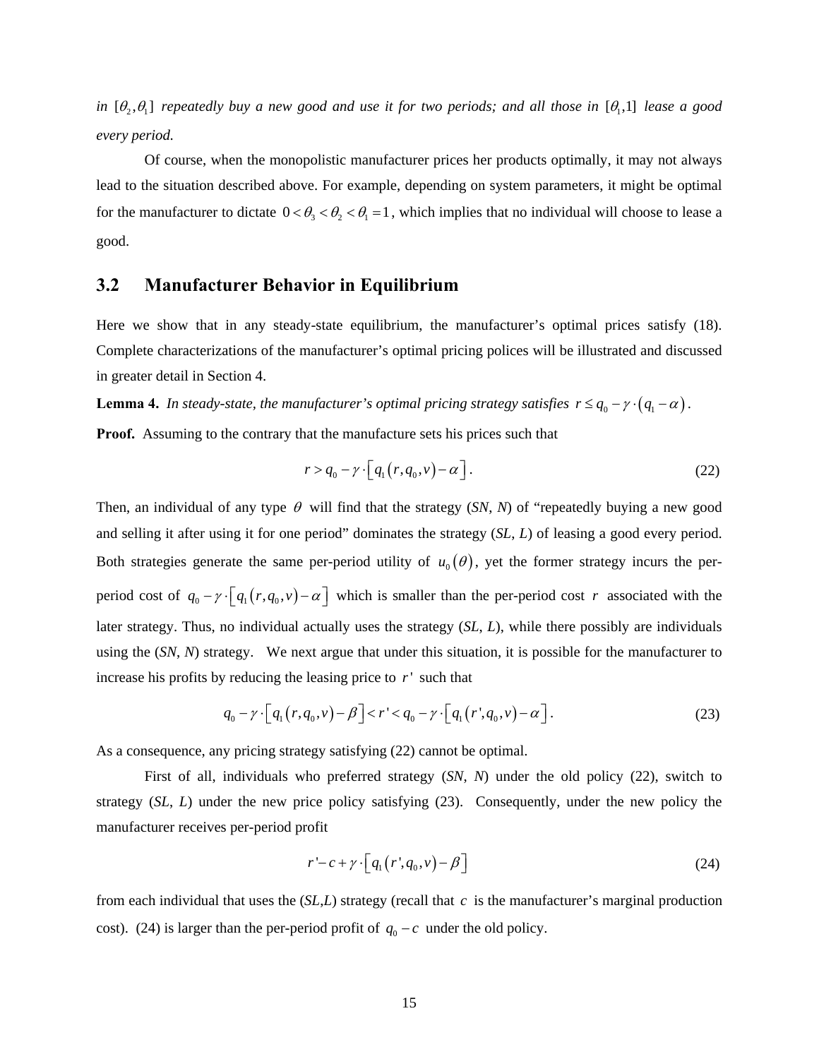*in* $[\theta_2, \theta_1]$ *repeatedly buy a new good and use it for two periods; and all those in* $[\theta_1, 1]$ *lease a good every period.*

Of course, when the monopolistic manufacturer prices her products optimally, it may not always lead to the situation described above. For example, depending on system parameters, it might be optimal for the manufacturer to dictate $0 < \theta_3 < \theta_2 < \theta_1 = 1$, which implies that no individual will choose to lease a good.

## 3.2 Manufacturer Behavior in Equilibrium

Here we show that in any steady-state equilibrium, the manufacturer's optimal prices satisfy (18). Complete characterizations of the manufacturer's optimal pricing polices will be illustrated and discussed in greater detail in Section 4.

**Lemma 4.** *In steady-state, the manufacturer's optimal pricing strategy satisfies* $r \le q_0 - \gamma \cdot (q_1 - \alpha)$.

**Proof.** Assuming to the contrary that the manufacture sets his prices such that

$$r > q_0 - \gamma \cdot \left[ q_1(r, q_0, v) - \alpha \right]. \tag{22}$$

Then, an individual of any type $\theta$ will find that the strategy (*SN*, *N*) of "repeatedly buying a new good and selling it after using it for one period" dominates the strategy (*SL*, *L*) of leasing a good every period. Both strategies generate the same per-period utility of $u_0(\theta)$, yet the former strategy incurs the per-period cost of $q_0 - \gamma \cdot \left[ q_1(r, q_0, v) - \alpha \right]$ which is smaller than the per-period cost $r$ associated with the later strategy. Thus, no individual actually uses the strategy (*SL*, *L*), while there possibly are individuals using the (*SN*, *N*) strategy. We next argue that under this situation, it is possible for the manufacturer to increase his profits by reducing the leasing price to $r'$ such that

$$q_0 - \gamma \cdot \left[ q_1(r, q_0, v) - \beta \right] < r' < q_0 - \gamma \cdot \left[ q_1(r', q_0, v) - \alpha \right]. \tag{23}$$

As a consequence, any pricing strategy satisfying (22) cannot be optimal.

First of all, individuals who preferred strategy (*SN*, *N*) under the old policy (22), switch to strategy (*SL*, *L*) under the new price policy satisfying (23). Consequently, under the new policy the manufacturer receives per-period profit

$$r' - c + \gamma \cdot \left[ q_1(r', q_0, v) - \beta \right] \tag{24}$$

from each individual that uses the (*SL*,*L*) strategy (recall that $c$ is the manufacturer's marginal production cost). (24) is larger than the per-period profit of $q_0 - c$ under the old policy.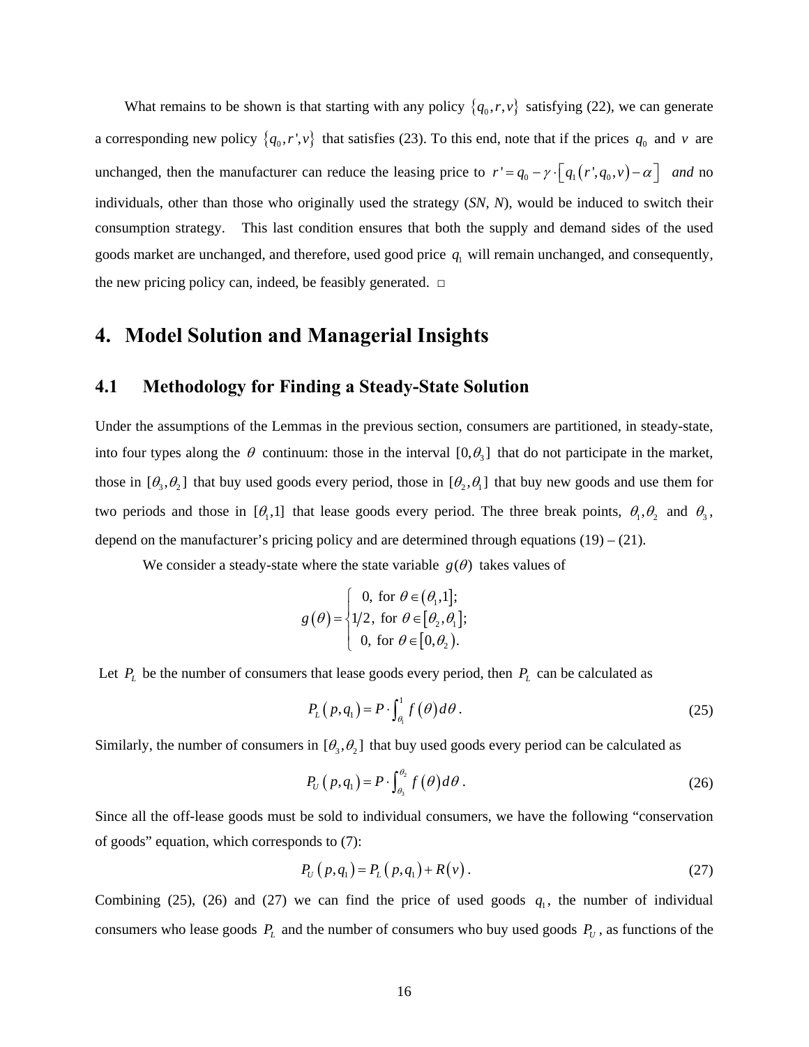What remains to be shown is that starting with any policy $\{q_0, r, v\}$ satisfying (22), we can generate a corresponding new policy $\{q_0, r', v\}$ that satisfies (23). To this end, note that if the prices $q_0$ and $v$ are unchanged, then the manufacturer can reduce the leasing price to $r' = q_0 - \gamma \cdot \left[ q_1(r', q_0, v) - \alpha \right]$ *and* no individuals, other than those who originally used the strategy (*SN*, *N*), would be induced to switch their consumption strategy. This last condition ensures that both the supply and demand sides of the used goods market are unchanged, and therefore, used good price $q_1$ will remain unchanged, and consequently, the new pricing policy can, indeed, be feasibly generated. □

# 4. Model Solution and Managerial Insights

## 4.1 Methodology for Finding a Steady-State Solution

Under the assumptions of the Lemmas in the previous section, consumers are partitioned, in steady-state, into four types along the $\theta$ continuum: those in the interval $[0, \theta_3]$ that do not participate in the market, those in $[\theta_3, \theta_2]$ that buy used goods every period, those in $[\theta_2, \theta_1]$ that buy new goods and use them for two periods and those in $[\theta_1, 1]$ that lease goods every period. The three break points, $\theta_1, \theta_2$ and $\theta_3$, depend on the manufacturer's pricing policy and are determined through equations (19) – (21).

We consider a steady-state where the state variable $g(\theta)$ takes values of

$$g(\theta) = \begin{cases} 0, \text{ for } \theta \in (\theta_1, 1]; \\ 1/2, \text{ for } \theta \in [\theta_2, \theta_1]; \\ 0, \text{ for } \theta \in [0, \theta_2). \end{cases}$$

Let $P_L$ be the number of consumers that lease goods every period, then $P_L$ can be calculated as

$$P_L(p, q_1) = P \cdot \int_{\theta_1}^{1} f(\theta) d\theta . \tag{25}$$

Similarly, the number of consumers in $[\theta_3, \theta_2]$ that buy used goods every period can be calculated as

$$P_U(p, q_1) = P \cdot \int_{\theta_3}^{\theta_2} f(\theta) d\theta . \tag{26}$$

Since all the off-lease goods must be sold to individual consumers, we have the following "conservation of goods" equation, which corresponds to (7):

$$P_U(p, q_1) = P_L(p, q_1) + R(v) . \tag{27}$$

Combining (25), (26) and (27) we can find the price of used goods $q_1$, the number of individual consumers who lease goods $P_L$ and the number of consumers who buy used goods $P_U$, as functions of the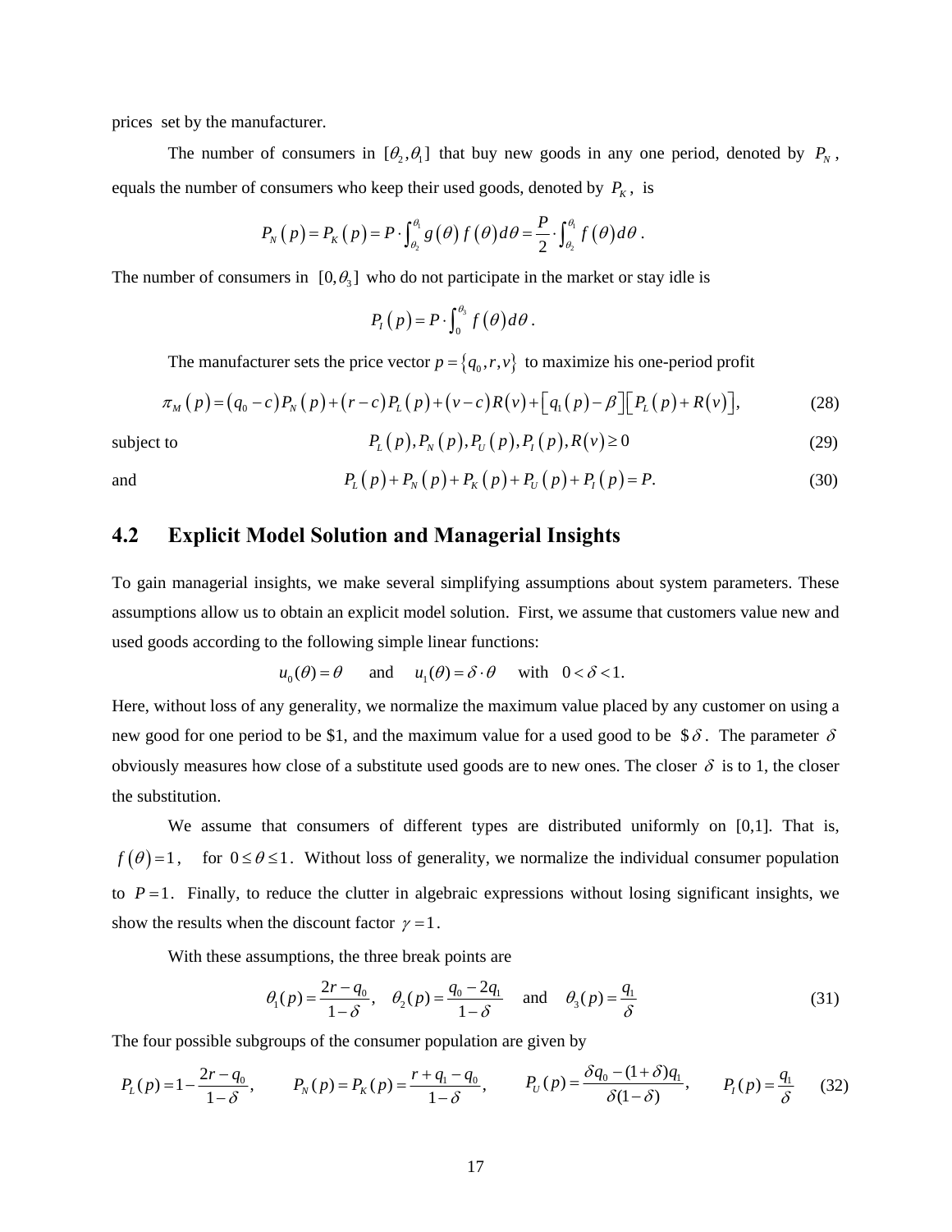prices set by the manufacturer.

The number of consumers in $[\theta_2, \theta_1]$ that buy new goods in any one period, denoted by $P_N$, equals the number of consumers who keep their used goods, denoted by $P_K$, is

$$P_N(p) = P_K(p) = P \cdot \int_{\theta_2}^{\theta_1} g(\theta) f(\theta) d\theta = \frac{P}{2} \cdot \int_{\theta_2}^{\theta_1} f(\theta) d\theta .$$

The number of consumers in $[0, \theta_3]$ who do not participate in the market or stay idle is

$$P_I(p) = P \cdot \int_0^{\theta_3} f(\theta) d\theta .$$

The manufacturer sets the price vector $p = \{q_0, r, v\}$ to maximize his one-period profit

$$\pi_M(p) = (q_0 - c) P_N(p) + (r - c) P_L(p) + (v - c) R(v) + [q_1(p) - \beta][P_L(p) + R(v)], \tag{28}$$

subject to

$$P_L(p), P_N(p), P_U(p), P_I(p), R(v) \geq 0 \tag{29}$$

and

$$P_L(p) + P_N(p) + P_K(p) + P_U(p) + P_I(p) = P. \tag{30}$$

## 4.2 Explicit Model Solution and Managerial Insights

To gain managerial insights, we make several simplifying assumptions about system parameters. These assumptions allow us to obtain an explicit model solution. First, we assume that customers value new and used goods according to the following simple linear functions:

$$u_0(\theta) = \theta \quad \text{and} \quad u_1(\theta) = \delta \cdot \theta \quad \text{with} \quad 0 < \delta < 1.$$

Here, without loss of any generality, we normalize the maximum value placed by any customer on using a new good for one period to be \$1, and the maximum value for a used good to be \$$\delta$. The parameter $\delta$ obviously measures how close of a substitute used goods are to new ones. The closer $\delta$ is to 1, the closer the substitution.

We assume that consumers of different types are distributed uniformly on [0,1]. That is, $f(\theta) = 1$, for $0 \leq \theta \leq 1$. Without loss of generality, we normalize the individual consumer population to $P = 1$. Finally, to reduce the clutter in algebraic expressions without losing significant insights, we show the results when the discount factor $\gamma = 1$.

With these assumptions, the three break points are

$$\theta_1(p) = \frac{2r - q_0}{1 - \delta}, \quad \theta_2(p) = \frac{q_0 - 2q_1}{1 - \delta} \quad \text{and} \quad \theta_3(p) = \frac{q_1}{\delta} \tag{31}$$

The four possible subgroups of the consumer population are given by

$$P_L(p) = 1 - \frac{2r - q_0}{1 - \delta}, \qquad P_N(p) = P_K(p) = \frac{r + q_1 - q_0}{1 - \delta}, \qquad P_U(p) = \frac{\delta q_0 - (1 + \delta) q_1}{\delta(1 - \delta)}, \qquad P_I(p) = \frac{q_1}{\delta} \tag{32}$$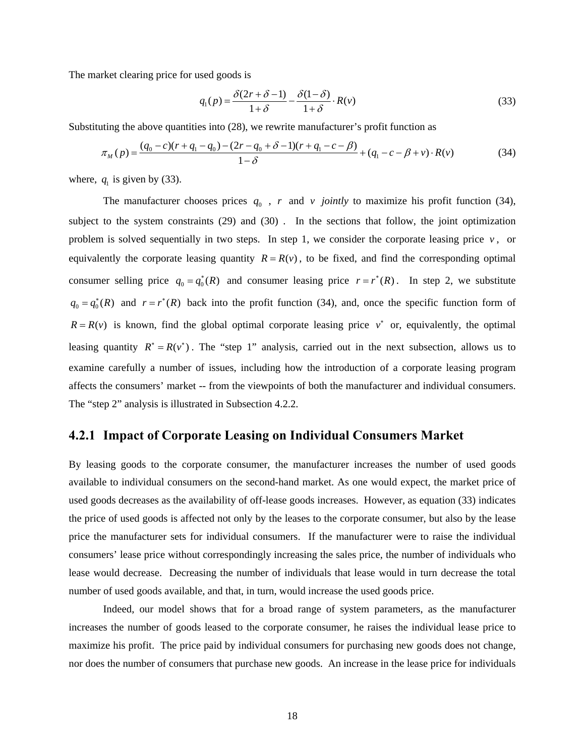The market clearing price for used goods is

$$q_1(p) = \frac{\delta(2r + \delta - 1)}{1+\delta} - \frac{\delta(1-\delta)}{1+\delta} \cdot R(v) \tag{33}$$

Substituting the above quantities into (28), we rewrite manufacturer's profit function as

$$\pi_M(p) = \frac{(q_0 - c)(r + q_1 - q_0) - (2r - q_0 + \delta - 1)(r + q_1 - c - \beta)}{1-\delta} + (q_1 - c - \beta + v) \cdot R(v) \tag{34}$$

where, $q_1$ is given by (33).

The manufacturer chooses prices $q_0$, $r$ and $v$ *jointly* to maximize his profit function (34), subject to the system constraints (29) and (30). In the sections that follow, the joint optimization problem is solved sequentially in two steps. In step 1, we consider the corporate leasing price $v$, or equivalently the corporate leasing quantity $R = R(v)$, to be fixed, and find the corresponding optimal consumer selling price $q_0 = q_0^*(R)$ and consumer leasing price $r = r^*(R)$. In step 2, we substitute $q_0 = q_0^*(R)$ and $r = r^*(R)$ back into the profit function (34), and, once the specific function form of $R = R(v)$ is known, find the global optimal corporate leasing price $v^*$ or, equivalently, the optimal leasing quantity $R^* = R(v^*)$. The "step 1" analysis, carried out in the next subsection, allows us to examine carefully a number of issues, including how the introduction of a corporate leasing program affects the consumers' market -- from the viewpoints of both the manufacturer and individual consumers. The "step 2" analysis is illustrated in Subsection 4.2.2.

### 4.2.1 Impact of Corporate Leasing on Individual Consumers Market

By leasing goods to the corporate consumer, the manufacturer increases the number of used goods available to individual consumers on the second-hand market. As one would expect, the market price of used goods decreases as the availability of off-lease goods increases. However, as equation (33) indicates the price of used goods is affected not only by the leases to the corporate consumer, but also by the lease price the manufacturer sets for individual consumers. If the manufacturer were to raise the individual consumers' lease price without correspondingly increasing the sales price, the number of individuals who lease would decrease. Decreasing the number of individuals that lease would in turn decrease the total number of used goods available, and that, in turn, would increase the used goods price.

Indeed, our model shows that for a broad range of system parameters, as the manufacturer increases the number of goods leased to the corporate consumer, he raises the individual lease price to maximize his profit. The price paid by individual consumers for purchasing new goods does not change, nor does the number of consumers that purchase new goods. An increase in the lease price for individuals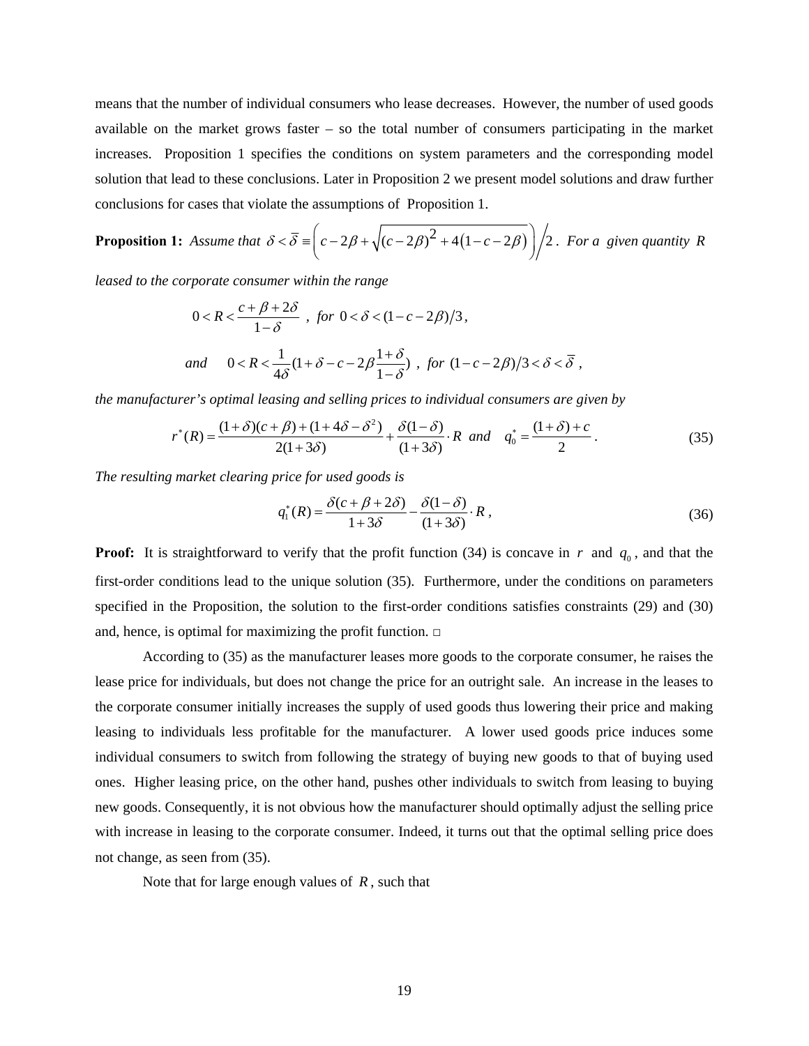means that the number of individual consumers who lease decreases. However, the number of used goods available on the market grows faster – so the total number of consumers participating in the market increases. Proposition 1 specifies the conditions on system parameters and the corresponding model solution that lead to these conclusions. Later in Proposition 2 we present model solutions and draw further conclusions for cases that violate the assumptions of Proposition 1.

**Proposition 1:** *Assume that* $\delta < \bar{\delta} \equiv \left( c - 2\beta + \sqrt{(c-2\beta)^2 + 4(1-c-2\beta)} \right) \Big/ 2$. *For a given quantity* $R$ *leased to the corporate consumer within the range*

$$0 < R < \frac{c+\beta+2\delta}{1-\delta} \ , \ \ \textit{for} \ \ 0 < \delta < (1-c-2\beta)/3 ,$$

$$\textit{and} \qquad 0 < R < \frac{1}{4\delta}(1+\delta-c-2\beta\frac{1+\delta}{1-\delta}) \ , \ \ \textit{for} \ \ (1-c-2\beta)/3 < \delta < \bar{\delta} \ ,$$

*the manufacturer's optimal leasing and selling prices to individual consumers are given by*

$$r^*(R) = \frac{(1+\delta)(c+\beta)+(1+4\delta-\delta^2)}{2(1+3\delta)} + \frac{\delta(1-\delta)}{(1+3\delta)} \cdot R \ \ \textit{and} \quad q_0^* = \frac{(1+\delta)+c}{2} . \tag{35}$$

*The resulting market clearing price for used goods is*

$$q_1^*(R) = \frac{\delta(c+\beta+2\delta)}{1+3\delta} - \frac{\delta(1-\delta)}{(1+3\delta)} \cdot R , \tag{36}$$

**Proof:** It is straightforward to verify that the profit function (34) is concave in $r$ and $q_0$, and that the first-order conditions lead to the unique solution (35). Furthermore, under the conditions on parameters specified in the Proposition, the solution to the first-order conditions satisfies constraints (29) and (30) and, hence, is optimal for maximizing the profit function. □

According to (35) as the manufacturer leases more goods to the corporate consumer, he raises the lease price for individuals, but does not change the price for an outright sale. An increase in the leases to the corporate consumer initially increases the supply of used goods thus lowering their price and making leasing to individuals less profitable for the manufacturer. A lower used goods price induces some individual consumers to switch from following the strategy of buying new goods to that of buying used ones. Higher leasing price, on the other hand, pushes other individuals to switch from leasing to buying new goods. Consequently, it is not obvious how the manufacturer should optimally adjust the selling price with increase in leasing to the corporate consumer. Indeed, it turns out that the optimal selling price does not change, as seen from (35).

Note that for large enough values of $R$, such that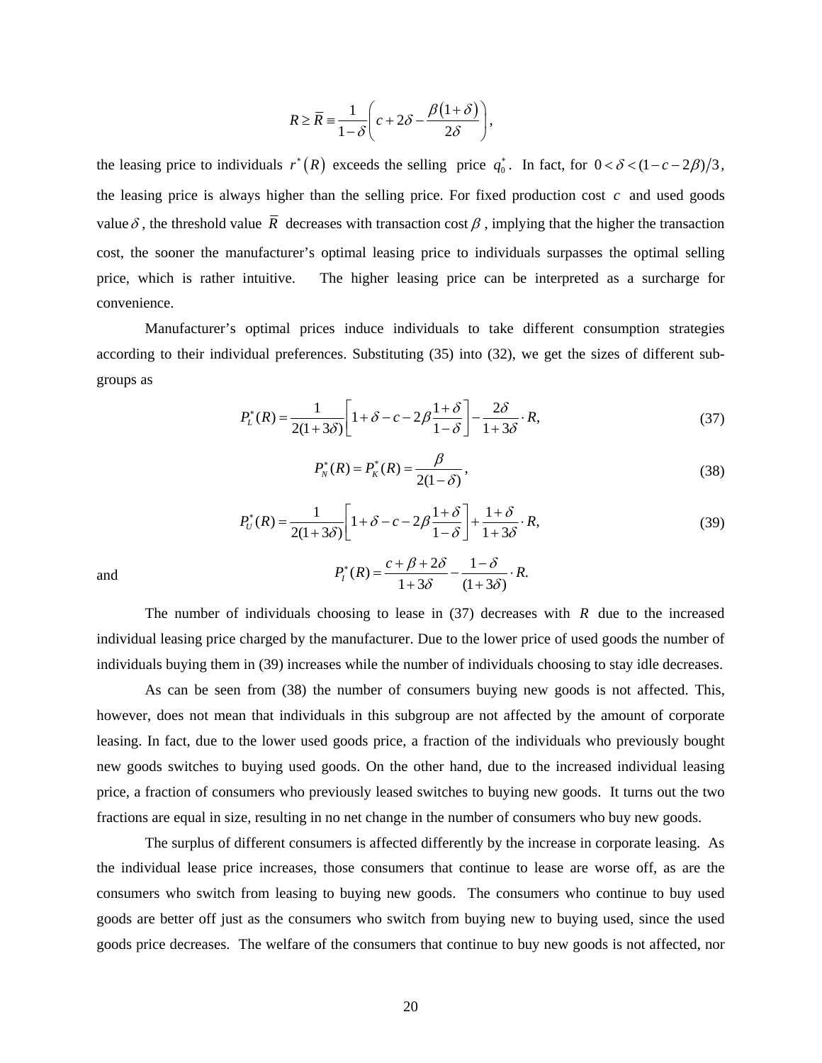$$R \geq \bar{R} \equiv \frac{1}{1-\delta}\left(c + 2\delta - \frac{\beta(1+\delta)}{2\delta}\right),$$

the leasing price to individuals $r^*(R)$ exceeds the selling price $q_0^*$. In fact, for $0 < \delta < (1-c-2\beta)/3$, the leasing price is always higher than the selling price. For fixed production cost $c$ and used goods value $\delta$, the threshold value $\bar{R}$ decreases with transaction cost $\beta$, implying that the higher the transaction cost, the sooner the manufacturer's optimal leasing price to individuals surpasses the optimal selling price, which is rather intuitive. The higher leasing price can be interpreted as a surcharge for convenience.

Manufacturer's optimal prices induce individuals to take different consumption strategies according to their individual preferences. Substituting (35) into (32), we get the sizes of different sub-groups as

$$P_L^*(R) = \frac{1}{2(1+3\delta)}\left[1 + \delta - c - 2\beta\frac{1+\delta}{1-\delta}\right] - \frac{2\delta}{1+3\delta}\cdot R, \tag{37}$$

$$P_N^*(R) = P_K^*(R) = \frac{\beta}{2(1-\delta)}, \tag{38}$$

$$P_U^*(R) = \frac{1}{2(1+3\delta)}\left[1 + \delta - c - 2\beta\frac{1+\delta}{1-\delta}\right] + \frac{1+\delta}{1+3\delta}\cdot R, \tag{39}$$

and

$$P_I^*(R) = \frac{c + \beta + 2\delta}{1+3\delta} - \frac{1-\delta}{(1+3\delta)}\cdot R.$$

The number of individuals choosing to lease in (37) decreases with $R$ due to the increased individual leasing price charged by the manufacturer. Due to the lower price of used goods the number of individuals buying them in (39) increases while the number of individuals choosing to stay idle decreases.

As can be seen from (38) the number of consumers buying new goods is not affected. This, however, does not mean that individuals in this subgroup are not affected by the amount of corporate leasing. In fact, due to the lower used goods price, a fraction of the individuals who previously bought new goods switches to buying used goods. On the other hand, due to the increased individual leasing price, a fraction of consumers who previously leased switches to buying new goods. It turns out the two fractions are equal in size, resulting in no net change in the number of consumers who buy new goods.

The surplus of different consumers is affected differently by the increase in corporate leasing. As the individual lease price increases, those consumers that continue to lease are worse off, as are the consumers who switch from leasing to buying new goods. The consumers who continue to buy used goods are better off just as the consumers who switch from buying new to buying used, since the used goods price decreases. The welfare of the consumers that continue to buy new goods is not affected, nor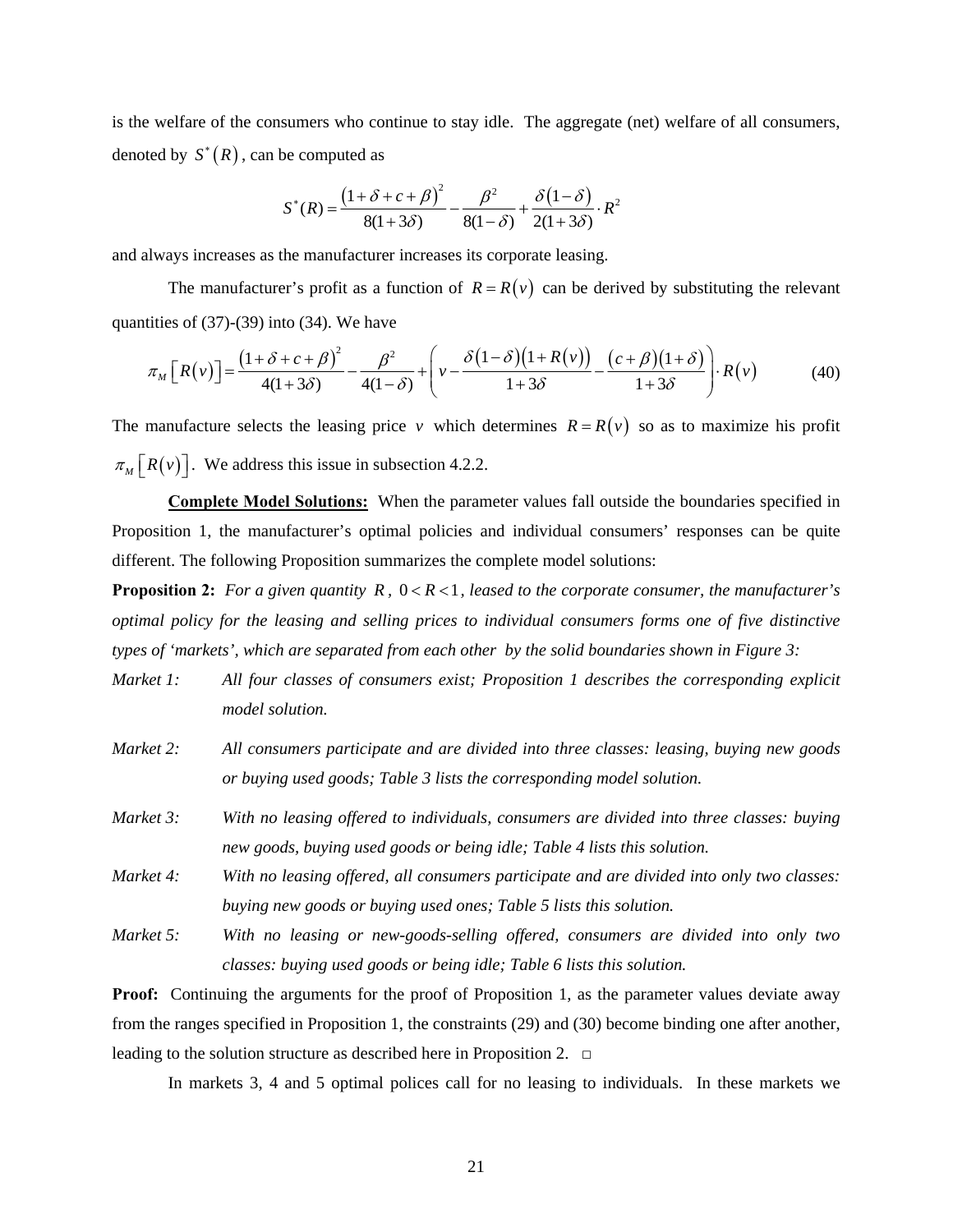is the welfare of the consumers who continue to stay idle. The aggregate (net) welfare of all consumers, denoted by $S^*(R)$, can be computed as

$$S^*(R) = \frac{(1+\delta+c+\beta)^2}{8(1+3\delta)} - \frac{\beta^2}{8(1-\delta)} + \frac{\delta(1-\delta)}{2(1+3\delta)} \cdot R^2$$

and always increases as the manufacturer increases its corporate leasing.

The manufacturer's profit as a function of $R = R(v)$ can be derived by substituting the relevant quantities of (37)-(39) into (34). We have

$$\pi_M\left[R(v)\right] = \frac{(1+\delta+c+\beta)^2}{4(1+3\delta)} - \frac{\beta^2}{4(1-\delta)} + \left(v - \frac{\delta(1-\delta)(1+R(v))}{1+3\delta} - \frac{(c+\beta)(1+\delta)}{1+3\delta}\right) \cdot R(v) \tag{40}$$

The manufacture selects the leasing price $v$ which determines $R = R(v)$ so as to maximize his profit $\pi_M\left[R(v)\right]$. We address this issue in subsection 4.2.2.

**Complete Model Solutions:** When the parameter values fall outside the boundaries specified in Proposition 1, the manufacturer's optimal policies and individual consumers' responses can be quite different. The following Proposition summarizes the complete model solutions:

**Proposition 2:** *For a given quantity $R$, $0 < R < 1$, leased to the corporate consumer, the manufacturer's optimal policy for the leasing and selling prices to individual consumers forms one of five distinctive types of 'markets', which are separated from each other by the solid boundaries shown in Figure 3:*

- *Market 1: All four classes of consumers exist; Proposition 1 describes the corresponding explicit model solution.*
- *Market 2: All consumers participate and are divided into three classes: leasing, buying new goods or buying used goods; Table 3 lists the corresponding model solution.*
- *Market 3: With no leasing offered to individuals, consumers are divided into three classes: buying new goods, buying used goods or being idle; Table 4 lists this solution.*
- *Market 4: With no leasing offered, all consumers participate and are divided into only two classes: buying new goods or buying used ones; Table 5 lists this solution.*
- *Market 5: With no leasing or new-goods-selling offered, consumers are divided into only two classes: buying used goods or being idle; Table 6 lists this solution.*

**Proof:** Continuing the arguments for the proof of Proposition 1, as the parameter values deviate away from the ranges specified in Proposition 1, the constraints (29) and (30) become binding one after another, leading to the solution structure as described here in Proposition 2. □

In markets 3, 4 and 5 optimal polices call for no leasing to individuals. In these markets we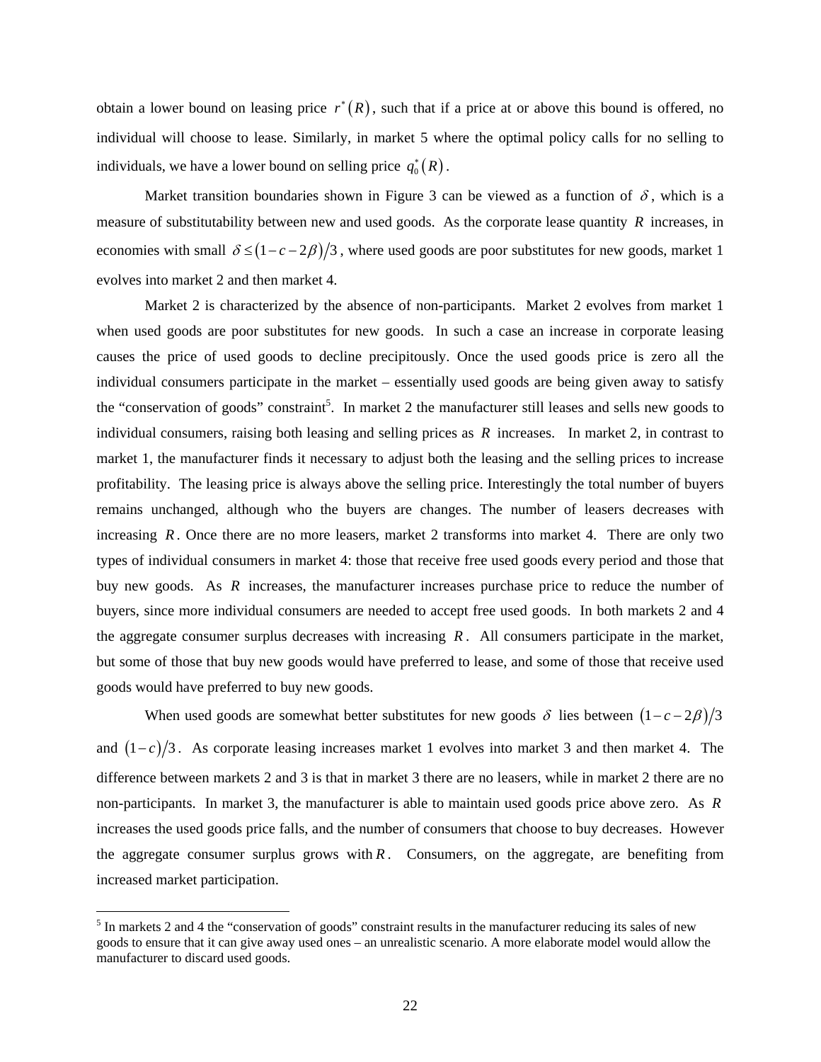obtain a lower bound on leasing price $r^*(R)$, such that if a price at or above this bound is offered, no individual will choose to lease. Similarly, in market 5 where the optimal policy calls for no selling to individuals, we have a lower bound on selling price $q_0^*(R)$.

Market transition boundaries shown in Figure 3 can be viewed as a function of $\delta$, which is a measure of substitutability between new and used goods. As the corporate lease quantity $R$ increases, in economies with small $\delta \le (1-c-2\beta)/3$, where used goods are poor substitutes for new goods, market 1 evolves into market 2 and then market 4.

Market 2 is characterized by the absence of non-participants. Market 2 evolves from market 1 when used goods are poor substitutes for new goods. In such a case an increase in corporate leasing causes the price of used goods to decline precipitously. Once the used goods price is zero all the individual consumers participate in the market – essentially used goods are being given away to satisfy the "conservation of goods" constraint[5]. In market 2 the manufacturer still leases and sells new goods to individual consumers, raising both leasing and selling prices as $R$ increases. In market 2, in contrast to market 1, the manufacturer finds it necessary to adjust both the leasing and the selling prices to increase profitability. The leasing price is always above the selling price. Interestingly the total number of buyers remains unchanged, although who the buyers are changes. The number of leasers decreases with increasing $R$. Once there are no more leasers, market 2 transforms into market 4. There are only two types of individual consumers in market 4: those that receive free used goods every period and those that buy new goods. As $R$ increases, the manufacturer increases purchase price to reduce the number of buyers, since more individual consumers are needed to accept free used goods. In both markets 2 and 4 the aggregate consumer surplus decreases with increasing $R$. All consumers participate in the market, but some of those that buy new goods would have preferred to lease, and some of those that receive used goods would have preferred to buy new goods.

When used goods are somewhat better substitutes for new goods $\delta$ lies between $(1-c-2\beta)/3$ and $(1-c)/3$. As corporate leasing increases market 1 evolves into market 3 and then market 4. The difference between markets 2 and 3 is that in market 3 there are no leasers, while in market 2 there are no non-participants. In market 3, the manufacturer is able to maintain used goods price above zero. As $R$ increases the used goods price falls, and the number of consumers that choose to buy decreases. However the aggregate consumer surplus grows with $R$. Consumers, on the aggregate, are benefiting from increased market participation.

[5] In markets 2 and 4 the "conservation of goods" constraint results in the manufacturer reducing its sales of new goods to ensure that it can give away used ones – an unrealistic scenario. A more elaborate model would allow the manufacturer to discard used goods.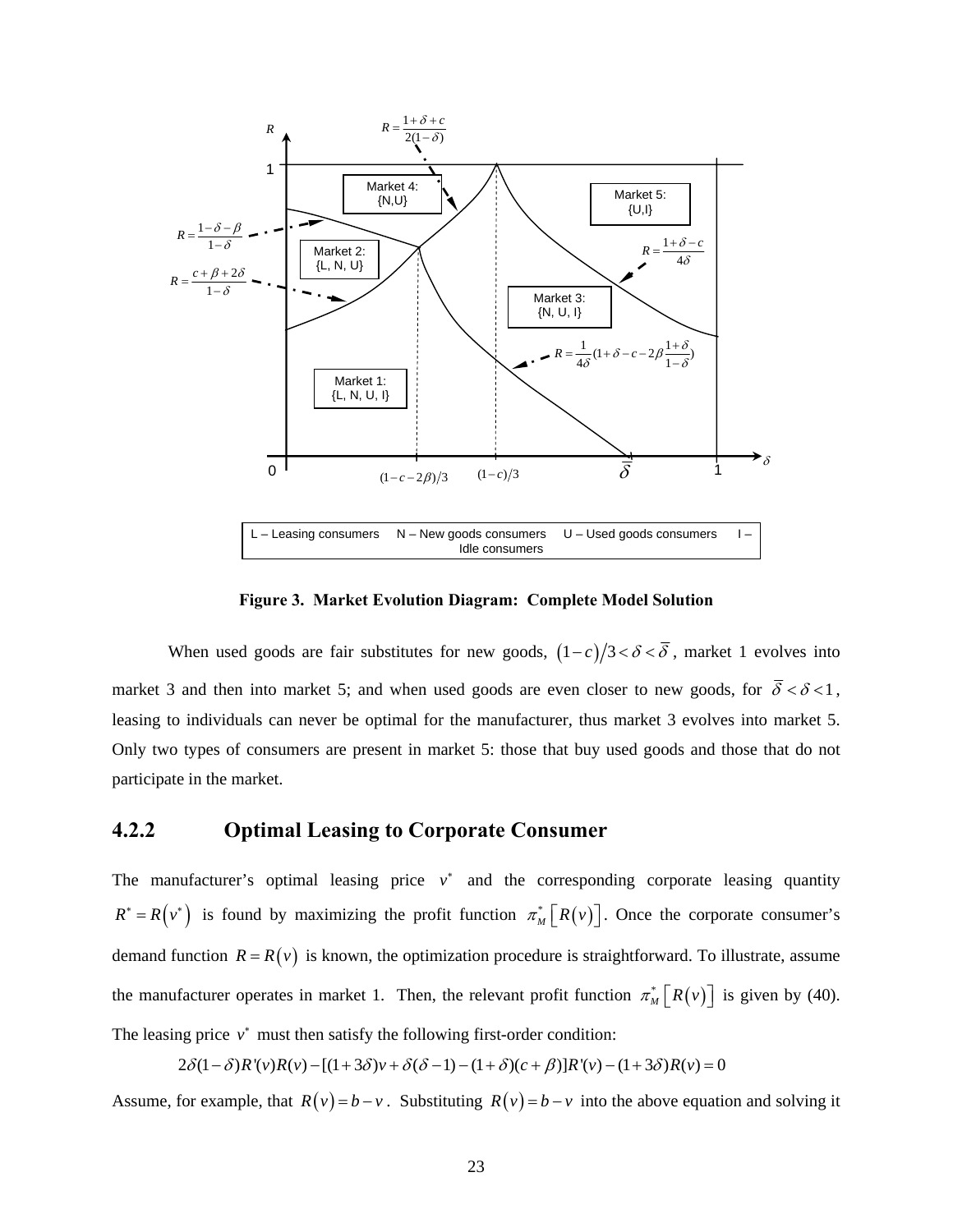**Figure 3. Market Evolution Diagram: Complete Model Solution**

When used goods are fair substitutes for new goods, $(1-c)/3 < \delta < \bar{\delta}$, market 1 evolves into market 3 and then into market 5; and when used goods are even closer to new goods, for $\bar{\delta} < \delta < 1$, leasing to individuals can never be optimal for the manufacturer, thus market 3 evolves into market 5. Only two types of consumers are present in market 5: those that buy used goods and those that do not participate in the market.

## 4.2.2 Optimal Leasing to Corporate Consumer

The manufacturer's optimal leasing price $v^*$ and the corresponding corporate leasing quantity $R^* = R(v^*)$ is found by maximizing the profit function $\pi_M^*\left[R(v)\right]$. Once the corporate consumer's demand function $R = R(v)$ is known, the optimization procedure is straightforward. To illustrate, assume the manufacturer operates in market 1. Then, the relevant profit function $\pi_M^*\left[R(v)\right]$ is given by (40). The leasing price $v^*$ must then satisfy the following first-order condition:

$$2\delta(1-\delta)R'(v)R(v) - [(1+3\delta)v + \delta(\delta-1) - (1+\delta)(c+\beta)]R'(v) - (1+3\delta)R(v) = 0$$

Assume, for example, that $R(v) = b - v$. Substituting $R(v) = b - v$ into the above equation and solving it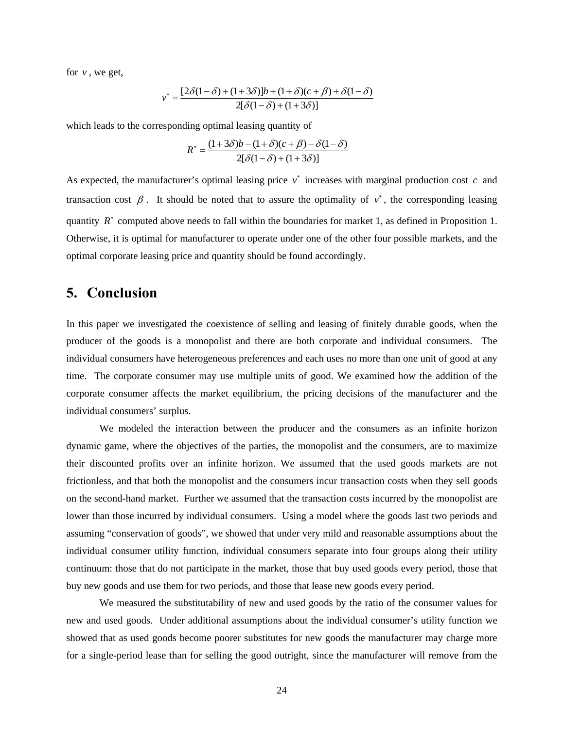for $v$, we get,

$$v^* = \frac{[2\delta(1-\delta)+(1+3\delta)]b+(1+\delta)(c+\beta)+\delta(1-\delta)}{2[\delta(1-\delta)+(1+3\delta)]}$$

which leads to the corresponding optimal leasing quantity of

$$R^* = \frac{(1+3\delta)b-(1+\delta)(c+\beta)-\delta(1-\delta)}{2[\delta(1-\delta)+(1+3\delta)]}$$

As expected, the manufacturer's optimal leasing price $v^*$ increases with marginal production cost $c$ and transaction cost $\beta$. It should be noted that to assure the optimality of $v^*$, the corresponding leasing quantity $R^*$ computed above needs to fall within the boundaries for market 1, as defined in Proposition 1. Otherwise, it is optimal for manufacturer to operate under one of the other four possible markets, and the optimal corporate leasing price and quantity should be found accordingly.

# 5. Conclusion

In this paper we investigated the coexistence of selling and leasing of finitely durable goods, when the producer of the goods is a monopolist and there are both corporate and individual consumers. The individual consumers have heterogeneous preferences and each uses no more than one unit of good at any time. The corporate consumer may use multiple units of good. We examined how the addition of the corporate consumer affects the market equilibrium, the pricing decisions of the manufacturer and the individual consumers' surplus.

We modeled the interaction between the producer and the consumers as an infinite horizon dynamic game, where the objectives of the parties, the monopolist and the consumers, are to maximize their discounted profits over an infinite horizon. We assumed that the used goods markets are not frictionless, and that both the monopolist and the consumers incur transaction costs when they sell goods on the second-hand market. Further we assumed that the transaction costs incurred by the monopolist are lower than those incurred by individual consumers. Using a model where the goods last two periods and assuming "conservation of goods", we showed that under very mild and reasonable assumptions about the individual consumer utility function, individual consumers separate into four groups along their utility continuum: those that do not participate in the market, those that buy used goods every period, those that buy new goods and use them for two periods, and those that lease new goods every period.

We measured the substitutability of new and used goods by the ratio of the consumer values for new and used goods. Under additional assumptions about the individual consumer's utility function we showed that as used goods become poorer substitutes for new goods the manufacturer may charge more for a single-period lease than for selling the good outright, since the manufacturer will remove from the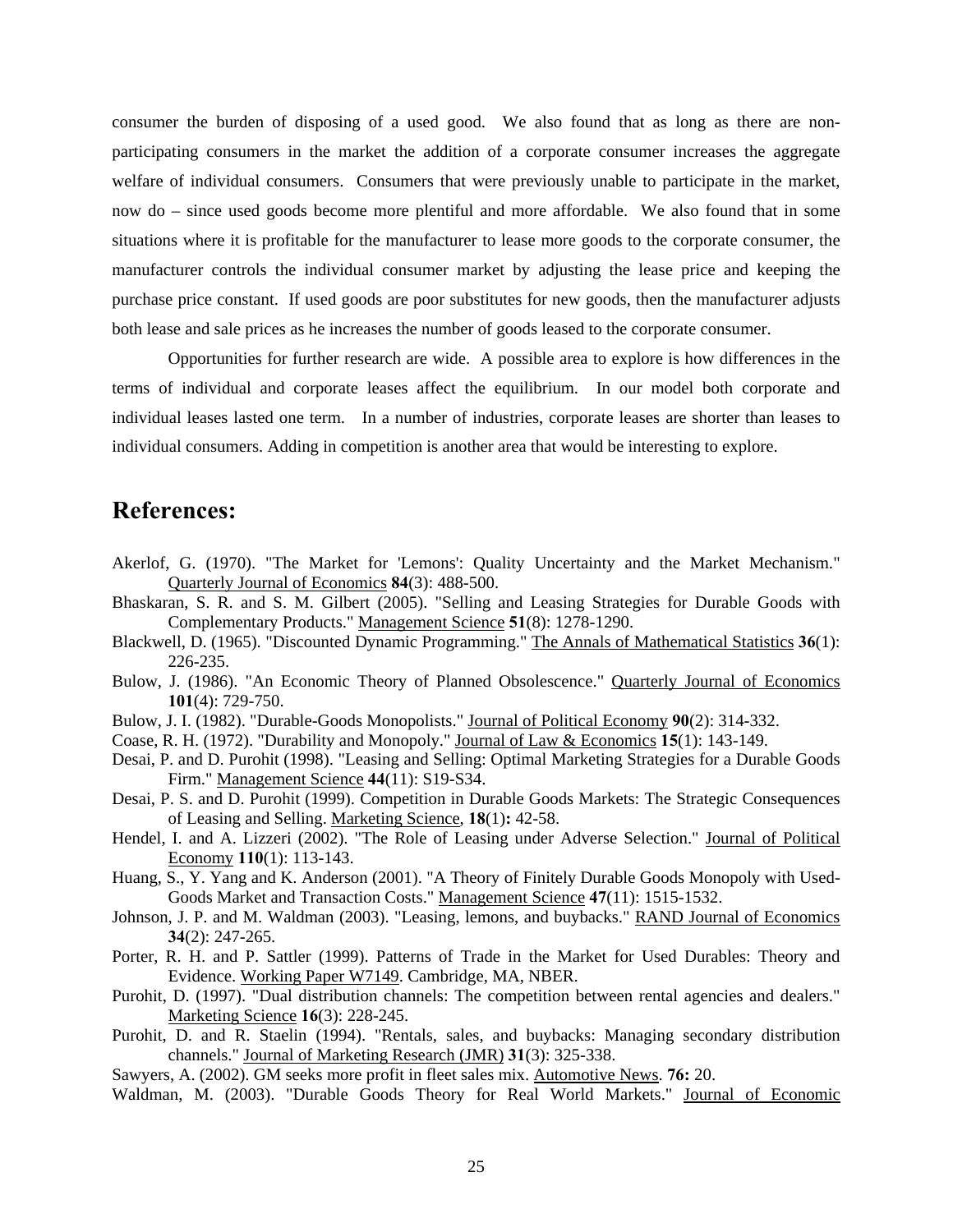consumer the burden of disposing of a used good. We also found that as long as there are non-participating consumers in the market the addition of a corporate consumer increases the aggregate welfare of individual consumers. Consumers that were previously unable to participate in the market, now do – since used goods become more plentiful and more affordable. We also found that in some situations where it is profitable for the manufacturer to lease more goods to the corporate consumer, the manufacturer controls the individual consumer market by adjusting the lease price and keeping the purchase price constant. If used goods are poor substitutes for new goods, then the manufacturer adjusts both lease and sale prices as he increases the number of goods leased to the corporate consumer.

Opportunities for further research are wide. A possible area to explore is how differences in the terms of individual and corporate leases affect the equilibrium. In our model both corporate and individual leases lasted one term. In a number of industries, corporate leases are shorter than leases to individual consumers. Adding in competition is another area that would be interesting to explore.

## References:

Akerlof, G. (1970). "The Market for 'Lemons': Quality Uncertainty and the Market Mechanism." Quarterly Journal of Economics **84**(3): 488-500.

Bhaskaran, S. R. and S. M. Gilbert (2005). "Selling and Leasing Strategies for Durable Goods with Complementary Products." Management Science **51**(8): 1278-1290.

Blackwell, D. (1965). "Discounted Dynamic Programming." The Annals of Mathematical Statistics **36**(1): 226-235.

Bulow, J. (1986). "An Economic Theory of Planned Obsolescence." Quarterly Journal of Economics **101**(4): 729-750.

Bulow, J. I. (1982). "Durable-Goods Monopolists." Journal of Political Economy **90**(2): 314-332.

Coase, R. H. (1972). "Durability and Monopoly." Journal of Law & Economics **15**(1): 143-149.

Desai, P. and D. Purohit (1998). "Leasing and Selling: Optimal Marketing Strategies for a Durable Goods Firm." Management Science **44**(11): S19-S34.

Desai, P. S. and D. Purohit (1999). Competition in Durable Goods Markets: The Strategic Consequences of Leasing and Selling. Marketing Science, **18**(1)**:** 42-58.

Hendel, I. and A. Lizzeri (2002). "The Role of Leasing under Adverse Selection." Journal of Political Economy **110**(1): 113-143.

Huang, S., Y. Yang and K. Anderson (2001). "A Theory of Finitely Durable Goods Monopoly with Used-Goods Market and Transaction Costs." Management Science **47**(11): 1515-1532.

Johnson, J. P. and M. Waldman (2003). "Leasing, lemons, and buybacks." RAND Journal of Economics **34**(2): 247-265.

Porter, R. H. and P. Sattler (1999). Patterns of Trade in the Market for Used Durables: Theory and Evidence. Working Paper W7149. Cambridge, MA, NBER.

Purohit, D. (1997). "Dual distribution channels: The competition between rental agencies and dealers." Marketing Science **16**(3): 228-245.

Purohit, D. and R. Staelin (1994). "Rentals, sales, and buybacks: Managing secondary distribution channels." Journal of Marketing Research (JMR) **31**(3): 325-338.

Sawyers, A. (2002). GM seeks more profit in fleet sales mix. Automotive News. **76:** 20.

Waldman, M. (2003). "Durable Goods Theory for Real World Markets." Journal of Economic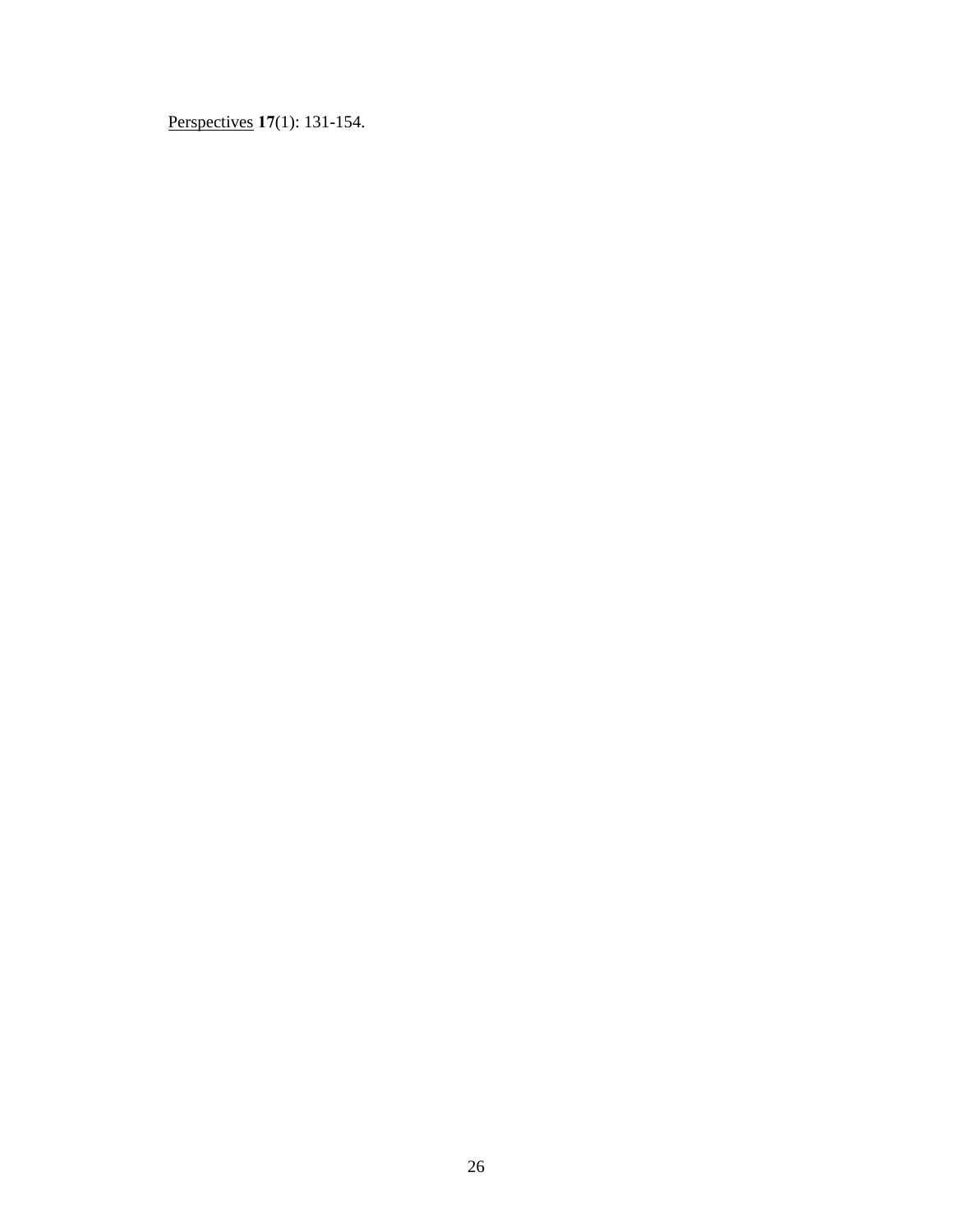Perspectives **17**(1): 131-154.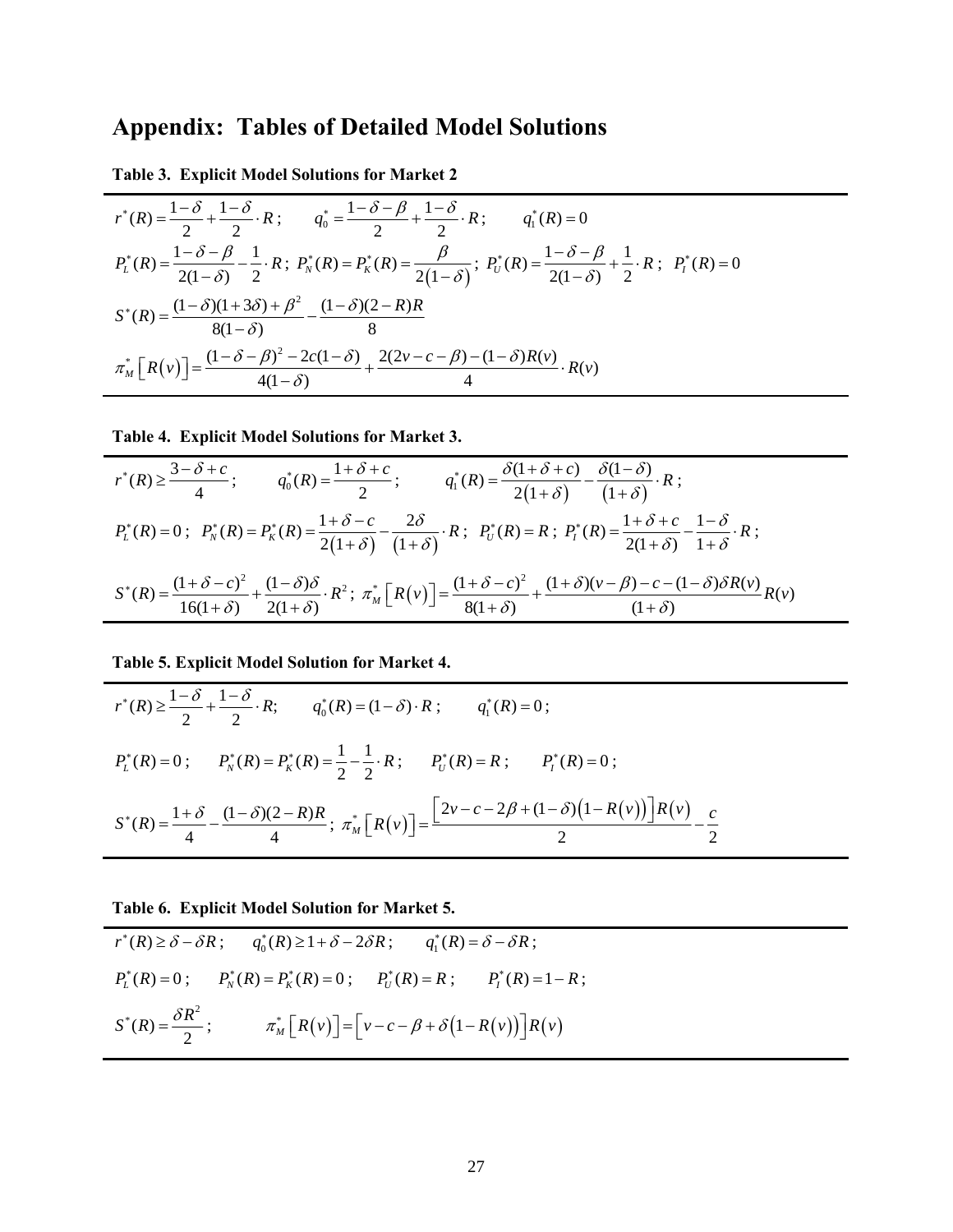# Appendix: Tables of Detailed Model Solutions

**Table 3. Explicit Model Solutions for Market 2**

$$r^*(R) = \frac{1-\delta}{2} + \frac{1-\delta}{2} \cdot R; \qquad q_0^* = \frac{1-\delta-\beta}{2} + \frac{1-\delta}{2} \cdot R; \qquad q_1^*(R) = 0$$

$$P_L^*(R) = \frac{1-\delta-\beta}{2(1-\delta)} - \frac{1}{2} \cdot R; \; P_N^*(R) = P_K^*(R) = \frac{\beta}{2(1-\delta)}; \; P_U^*(R) = \frac{1-\delta-\beta}{2(1-\delta)} + \frac{1}{2} \cdot R; \; P_I^*(R) = 0$$

$$S^*(R) = \frac{(1-\delta)(1+3\delta)+\beta^2}{8(1-\delta)} - \frac{(1-\delta)(2-R)R}{8}$$

$$\pi_M^*\left[R(v)\right] = \frac{(1-\delta-\beta)^2 - 2c(1-\delta)}{4(1-\delta)} + \frac{2(2v-c-\beta)-(1-\delta)R(v)}{4} \cdot R(v)$$

**Table 4. Explicit Model Solutions for Market 3.**

$$r^*(R) \geq \frac{3-\delta+c}{4}; \qquad q_0^*(R) = \frac{1+\delta+c}{2}; \qquad q_1^*(R) = \frac{\delta(1+\delta+c)}{2(1+\delta)} - \frac{\delta(1-\delta)}{(1+\delta)} \cdot R;$$

$$P_L^*(R) = 0; \; P_N^*(R) = P_K^*(R) = \frac{1+\delta-c}{2(1+\delta)} - \frac{2\delta}{(1+\delta)} \cdot R; \; P_U^*(R) = R; \; P_I^*(R) = \frac{1+\delta+c}{2(1+\delta)} - \frac{1-\delta}{1+\delta} \cdot R;$$

$$S^*(R) = \frac{(1+\delta-c)^2}{16(1+\delta)} + \frac{(1-\delta)\delta}{2(1+\delta)} \cdot R^2; \; \pi_M^*\left[R(v)\right] = \frac{(1+\delta-c)^2}{8(1+\delta)} + \frac{(1+\delta)(v-\beta)-c-(1-\delta)\delta R(v)}{(1+\delta)} R(v)$$

**Table 5. Explicit Model Solution for Market 4.**

$$r^*(R) \geq \frac{1-\delta}{2} + \frac{1-\delta}{2} \cdot R; \qquad q_0^*(R) = (1-\delta) \cdot R; \qquad q_1^*(R) = 0;$$

$$P_L^*(R) = 0; \qquad P_N^*(R) = P_K^*(R) = \frac{1}{2} - \frac{1}{2} \cdot R; \qquad P_U^*(R) = R; \qquad P_I^*(R) = 0;$$

$$S^*(R) = \frac{1+\delta}{4} - \frac{(1-\delta)(2-R)R}{4}; \; \pi_M^*\left[R(v)\right] = \frac{\left[2v-c-2\beta+(1-\delta)\left(1-R(v)\right)\right]R(v)}{2} - \frac{c}{2}$$

**Table 6. Explicit Model Solution for Market 5.**

$$r^*(R) \geq \delta - \delta R; \qquad q_0^*(R) \geq 1+\delta-2\delta R; \qquad q_1^*(R) = \delta - \delta R;$$

$$P_L^*(R) = 0; \qquad P_N^*(R) = P_K^*(R) = 0; \qquad P_U^*(R) = R; \qquad P_I^*(R) = 1-R;$$

$$S^*(R) = \frac{\delta R^2}{2}; \qquad \pi_M^*\left[R(v)\right] = \left[v-c-\beta+\delta\left(1-R(v)\right)\right]R(v)$$